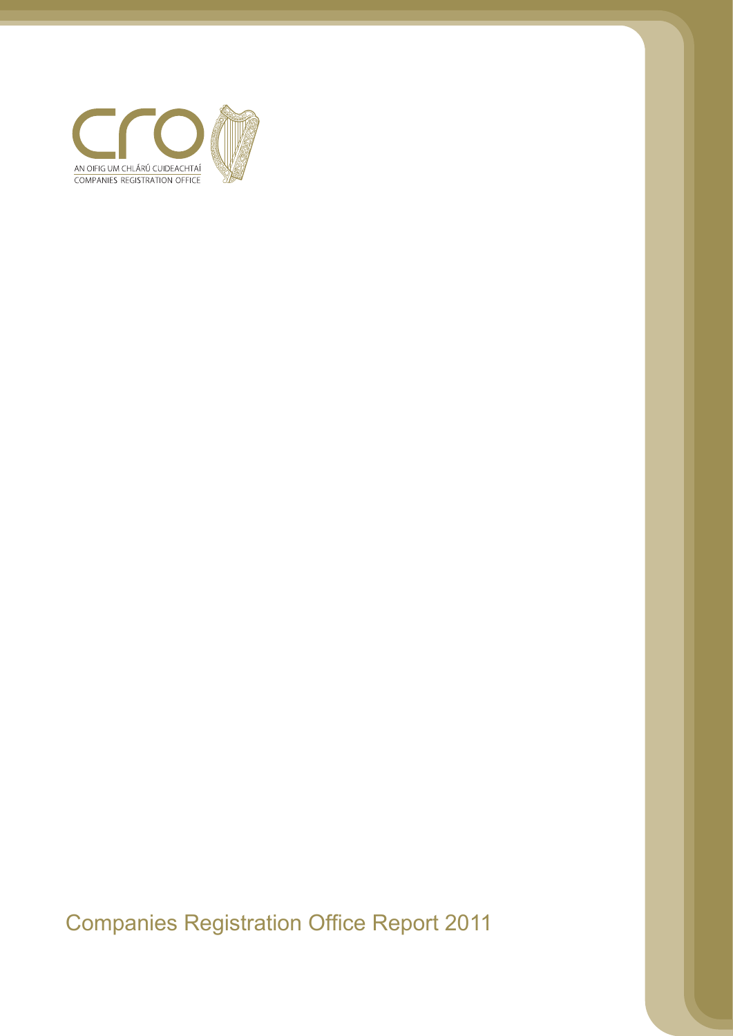CRO

AN OIFIG UM CHLÁRÚ CUIDEACHTAÍ

COMPANIES REGISTRATION OFFICE

# Companies Registration Office Report 2011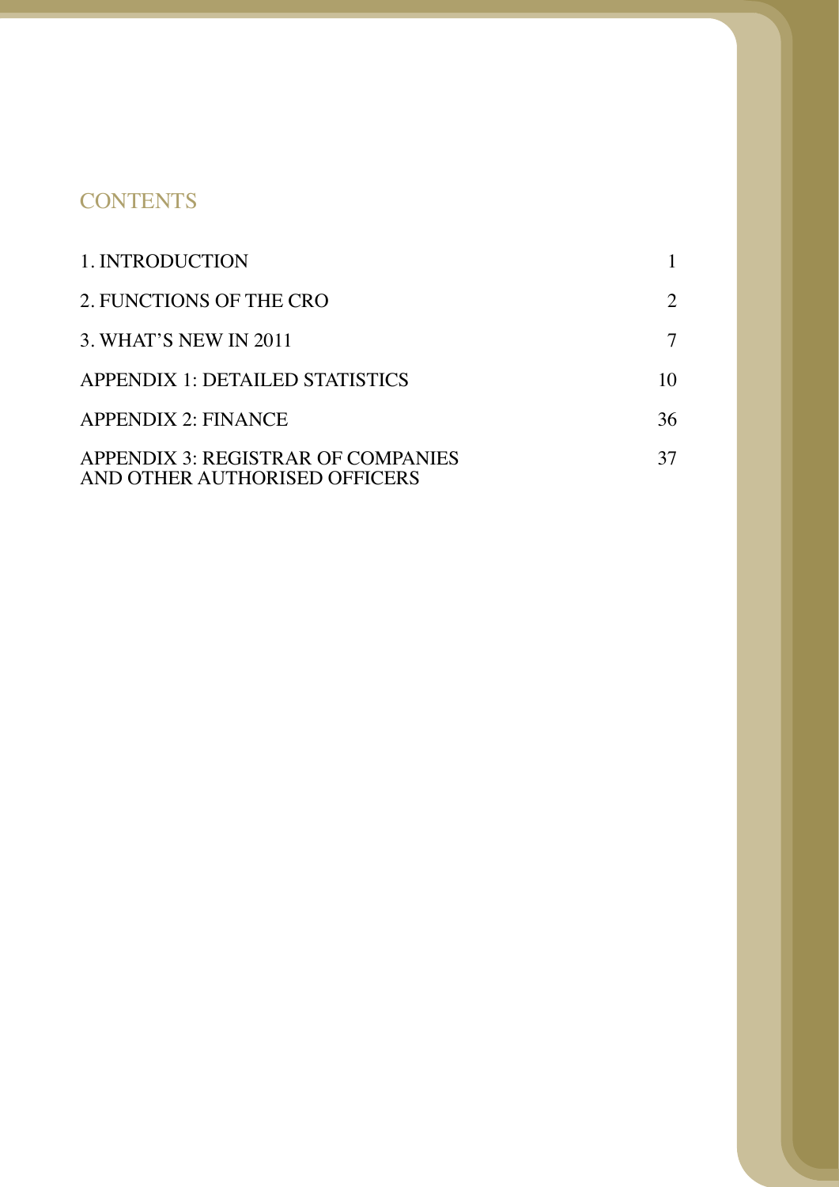## CONTENTS

| | |
|---|---|
| 1. INTRODUCTION | 1 |
| 2. FUNCTIONS OF THE CRO | 2 |
| 3. WHAT'S NEW IN 2011 | 7 |
| APPENDIX 1: DETAILED STATISTICS | 10 |
| APPENDIX 2: FINANCE | 36 |
| APPENDIX 3: REGISTRAR OF COMPANIES AND OTHER AUTHORISED OFFICERS | 37 |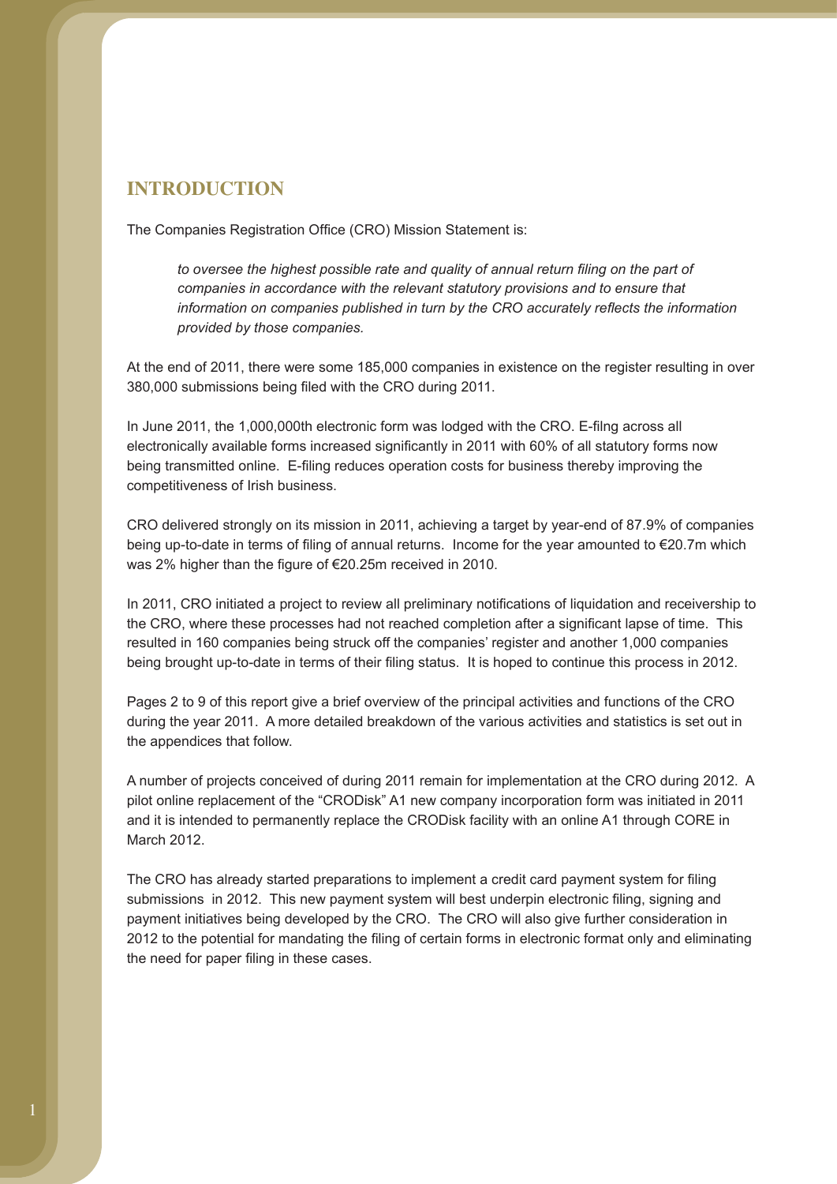# INTRODUCTION

The Companies Registration Office (CRO) Mission Statement is:

> *to oversee the highest possible rate and quality of annual return filing on the part of companies in accordance with the relevant statutory provisions and to ensure that information on companies published in turn by the CRO accurately reflects the information provided by those companies.*

At the end of 2011, there were some 185,000 companies in existence on the register resulting in over 380,000 submissions being filed with the CRO during 2011.

In June 2011, the 1,000,000th electronic form was lodged with the CRO. E-filng across all electronically available forms increased significantly in 2011 with 60% of all statutory forms now being transmitted online. E-filing reduces operation costs for business thereby improving the competitiveness of Irish business.

CRO delivered strongly on its mission in 2011, achieving a target by year-end of 87.9% of companies being up-to-date in terms of filing of annual returns. Income for the year amounted to €20.7m which was 2% higher than the figure of €20.25m received in 2010.

In 2011, CRO initiated a project to review all preliminary notifications of liquidation and receivership to the CRO, where these processes had not reached completion after a significant lapse of time. This resulted in 160 companies being struck off the companies' register and another 1,000 companies being brought up-to-date in terms of their filing status. It is hoped to continue this process in 2012.

Pages 2 to 9 of this report give a brief overview of the principal activities and functions of the CRO during the year 2011. A more detailed breakdown of the various activities and statistics is set out in the appendices that follow.

A number of projects conceived of during 2011 remain for implementation at the CRO during 2012. A pilot online replacement of the "CRODisk" A1 new company incorporation form was initiated in 2011 and it is intended to permanently replace the CRODisk facility with an online A1 through CORE in March 2012.

The CRO has already started preparations to implement a credit card payment system for filing submissions in 2012. This new payment system will best underpin electronic filing, signing and payment initiatives being developed by the CRO. The CRO will also give further consideration in 2012 to the potential for mandating the filing of certain forms in electronic format only and eliminating the need for paper filing in these cases.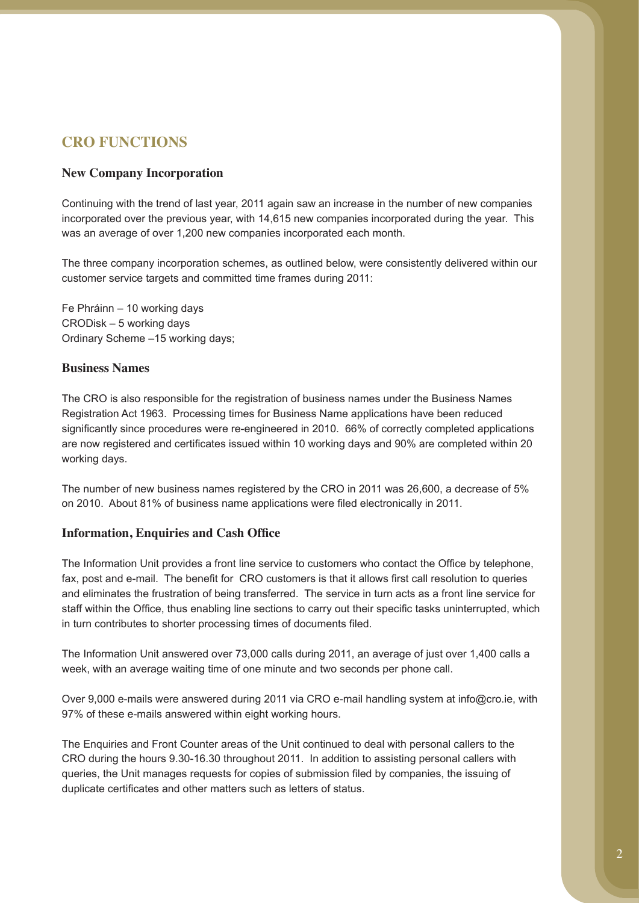## CRO FUNCTIONS

### New Company Incorporation

Continuing with the trend of last year, 2011 again saw an increase in the number of new companies incorporated over the previous year, with 14,615 new companies incorporated during the year. This was an average of over 1,200 new companies incorporated each month.

The three company incorporation schemes, as outlined below, were consistently delivered within our customer service targets and committed time frames during 2011:

Fe Phráinn – 10 working days
CRODisk – 5 working days
Ordinary Scheme –15 working days;

### Business Names

The CRO is also responsible for the registration of business names under the Business Names Registration Act 1963. Processing times for Business Name applications have been reduced significantly since procedures were re-engineered in 2010. 66% of correctly completed applications are now registered and certificates issued within 10 working days and 90% are completed within 20 working days.

The number of new business names registered by the CRO in 2011 was 26,600, a decrease of 5% on 2010. About 81% of business name applications were filed electronically in 2011.

### Information, Enquiries and Cash Office

The Information Unit provides a front line service to customers who contact the Office by telephone, fax, post and e-mail. The benefit for CRO customers is that it allows first call resolution to queries and eliminates the frustration of being transferred. The service in turn acts as a front line service for staff within the Office, thus enabling line sections to carry out their specific tasks uninterrupted, which in turn contributes to shorter processing times of documents filed.

The Information Unit answered over 73,000 calls during 2011, an average of just over 1,400 calls a week, with an average waiting time of one minute and two seconds per phone call.

Over 9,000 e-mails were answered during 2011 via CRO e-mail handling system at info@cro.ie, with 97% of these e-mails answered within eight working hours.

The Enquiries and Front Counter areas of the Unit continued to deal with personal callers to the CRO during the hours 9.30-16.30 throughout 2011. In addition to assisting personal callers with queries, the Unit manages requests for copies of submission filed by companies, the issuing of duplicate certificates and other matters such as letters of status.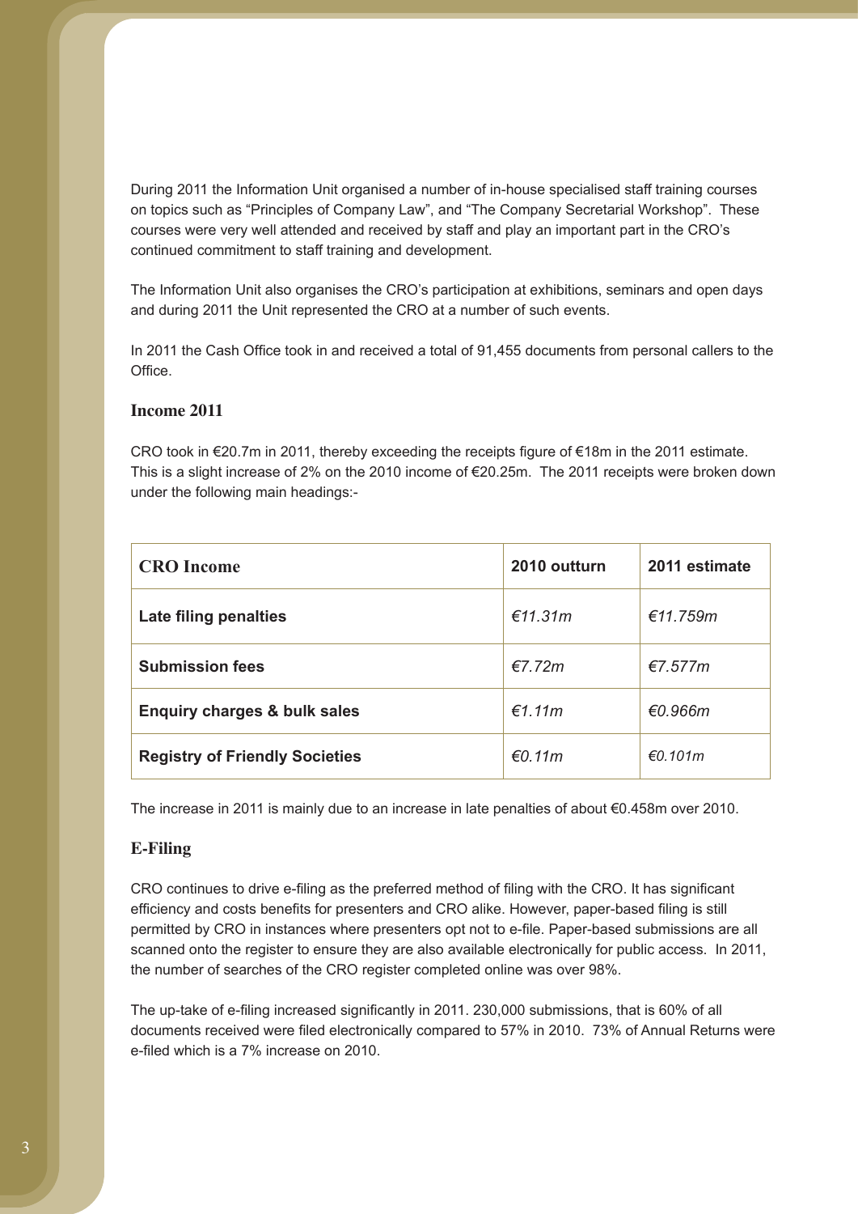During 2011 the Information Unit organised a number of in-house specialised staff training courses on topics such as "Principles of Company Law", and "The Company Secretarial Workshop". These courses were very well attended and received by staff and play an important part in the CRO's continued commitment to staff training and development.

The Information Unit also organises the CRO's participation at exhibitions, seminars and open days and during 2011 the Unit represented the CRO at a number of such events.

In 2011 the Cash Office took in and received a total of 91,455 documents from personal callers to the Office.

### Income 2011

CRO took in €20.7m in 2011, thereby exceeding the receipts figure of €18m in the 2011 estimate. This is a slight increase of 2% on the 2010 income of €20.25m. The 2011 receipts were broken down under the following main headings:-

| CRO Income | 2010 outturn | 2011 estimate |
| --- | --- | --- |
| **Late filing penalties** | *€11.31m* | *€11.759m* |
| **Submission fees** | *€7.72m* | *€7.577m* |
| **Enquiry charges & bulk sales** | *€1.11m* | *€0.966m* |
| **Registry of Friendly Societies** | *€0.11m* | *€0.101m* |

The increase in 2011 is mainly due to an increase in late penalties of about €0.458m over 2010.

### E-Filing

CRO continues to drive e-filing as the preferred method of filing with the CRO. It has significant efficiency and costs benefits for presenters and CRO alike. However, paper-based filing is still permitted by CRO in instances where presenters opt not to e-file. Paper-based submissions are all scanned onto the register to ensure they are also available electronically for public access. In 2011, the number of searches of the CRO register completed online was over 98%.

The up-take of e-filing increased significantly in 2011. 230,000 submissions, that is 60% of all documents received were filed electronically compared to 57% in 2010. 73% of Annual Returns were e-filed which is a 7% increase on 2010.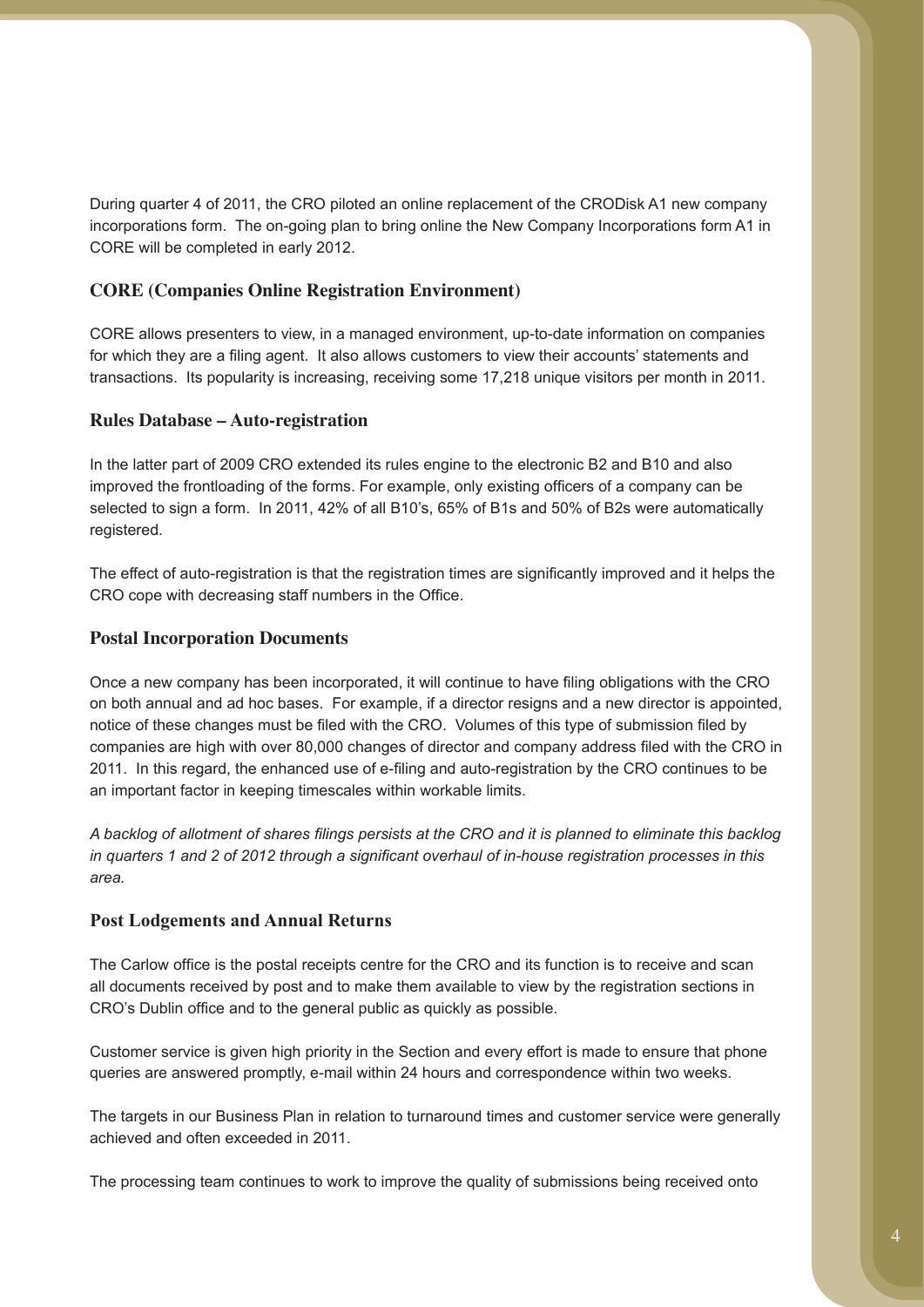During quarter 4 of 2011, the CRO piloted an online replacement of the CRODisk A1 new company incorporations form. The on-going plan to bring online the New Company Incorporations form A1 in CORE will be completed in early 2012.

### CORE (Companies Online Registration Environment)

CORE allows presenters to view, in a managed environment, up-to-date information on companies for which they are a filing agent. It also allows customers to view their accounts' statements and transactions. Its popularity is increasing, receiving some 17,218 unique visitors per month in 2011.

### Rules Database – Auto-registration

In the latter part of 2009 CRO extended its rules engine to the electronic B2 and B10 and also improved the frontloading of the forms. For example, only existing officers of a company can be selected to sign a form. In 2011, 42% of all B10's, 65% of B1s and 50% of B2s were automatically registered.

The effect of auto-registration is that the registration times are significantly improved and it helps the CRO cope with decreasing staff numbers in the Office.

### Postal Incorporation Documents

Once a new company has been incorporated, it will continue to have filing obligations with the CRO on both annual and ad hoc bases. For example, if a director resigns and a new director is appointed, notice of these changes must be filed with the CRO. Volumes of this type of submission filed by companies are high with over 80,000 changes of director and company address filed with the CRO in 2011. In this regard, the enhanced use of e-filing and auto-registration by the CRO continues to be an important factor in keeping timescales within workable limits.

*A backlog of allotment of shares filings persists at the CRO and it is planned to eliminate this backlog in quarters 1 and 2 of 2012 through a significant overhaul of in-house registration processes in this area.*

### Post Lodgements and Annual Returns

The Carlow office is the postal receipts centre for the CRO and its function is to receive and scan all documents received by post and to make them available to view by the registration sections in CRO's Dublin office and to the general public as quickly as possible.

Customer service is given high priority in the Section and every effort is made to ensure that phone queries are answered promptly, e-mail within 24 hours and correspondence within two weeks.

The targets in our Business Plan in relation to turnaround times and customer service were generally achieved and often exceeded in 2011.

The processing team continues to work to improve the quality of submissions being received onto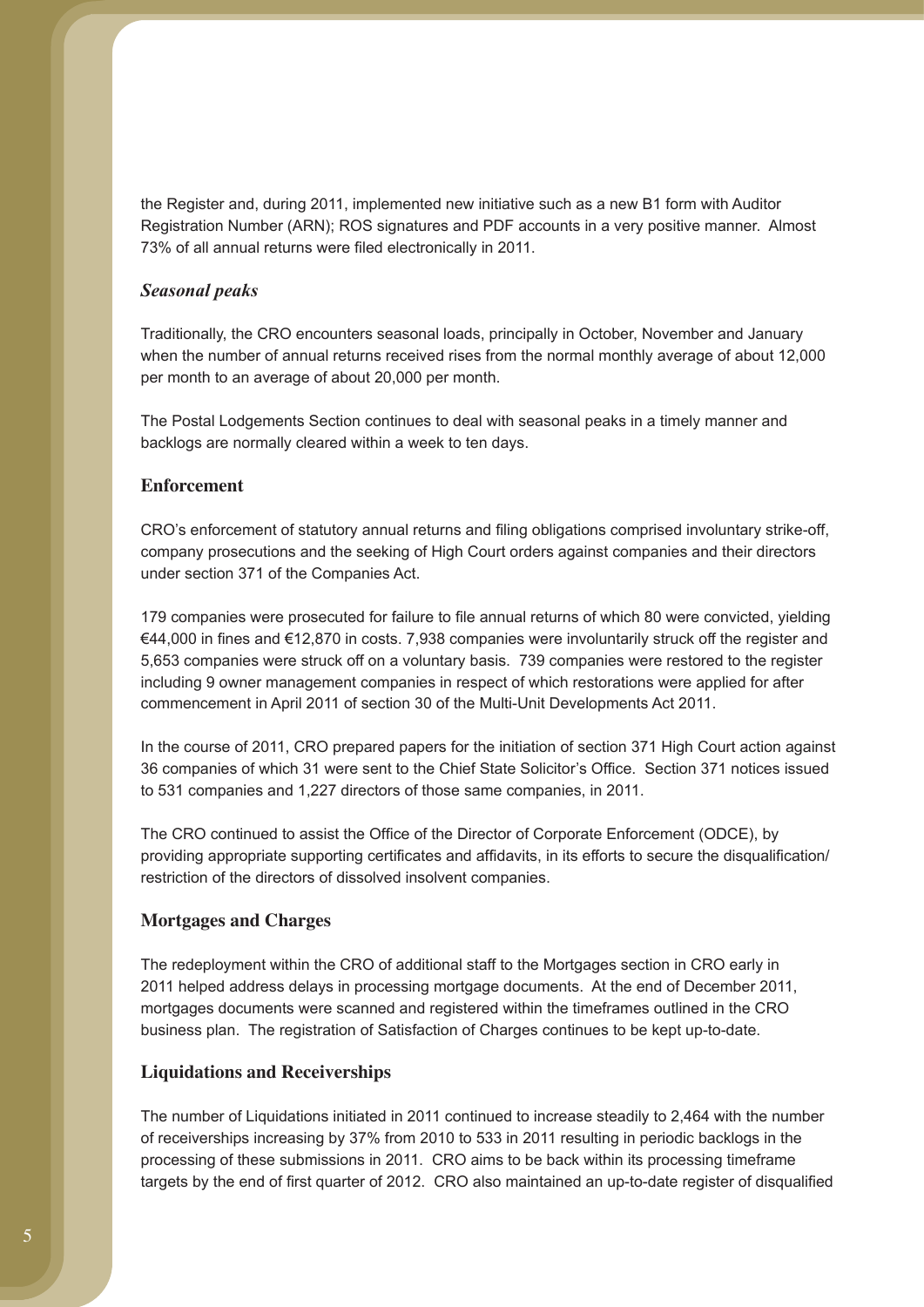the Register and, during 2011, implemented new initiative such as a new B1 form with Auditor Registration Number (ARN); ROS signatures and PDF accounts in a very positive manner. Almost 73% of all annual returns were filed electronically in 2011.

### *Seasonal peaks*

Traditionally, the CRO encounters seasonal loads, principally in October, November and January when the number of annual returns received rises from the normal monthly average of about 12,000 per month to an average of about 20,000 per month.

The Postal Lodgements Section continues to deal with seasonal peaks in a timely manner and backlogs are normally cleared within a week to ten days.

## Enforcement

CRO's enforcement of statutory annual returns and filing obligations comprised involuntary strike-off, company prosecutions and the seeking of High Court orders against companies and their directors under section 371 of the Companies Act.

179 companies were prosecuted for failure to file annual returns of which 80 were convicted, yielding €44,000 in fines and €12,870 in costs. 7,938 companies were involuntarily struck off the register and 5,653 companies were struck off on a voluntary basis. 739 companies were restored to the register including 9 owner management companies in respect of which restorations were applied for after commencement in April 2011 of section 30 of the Multi-Unit Developments Act 2011.

In the course of 2011, CRO prepared papers for the initiation of section 371 High Court action against 36 companies of which 31 were sent to the Chief State Solicitor's Office. Section 371 notices issued to 531 companies and 1,227 directors of those same companies, in 2011.

The CRO continued to assist the Office of the Director of Corporate Enforcement (ODCE), by providing appropriate supporting certificates and affidavits, in its efforts to secure the disqualification/ restriction of the directors of dissolved insolvent companies.

## Mortgages and Charges

The redeployment within the CRO of additional staff to the Mortgages section in CRO early in 2011 helped address delays in processing mortgage documents. At the end of December 2011, mortgages documents were scanned and registered within the timeframes outlined in the CRO business plan. The registration of Satisfaction of Charges continues to be kept up-to-date.

## Liquidations and Receiverships

The number of Liquidations initiated in 2011 continued to increase steadily to 2,464 with the number of receiverships increasing by 37% from 2010 to 533 in 2011 resulting in periodic backlogs in the processing of these submissions in 2011. CRO aims to be back within its processing timeframe targets by the end of first quarter of 2012. CRO also maintained an up-to-date register of disqualified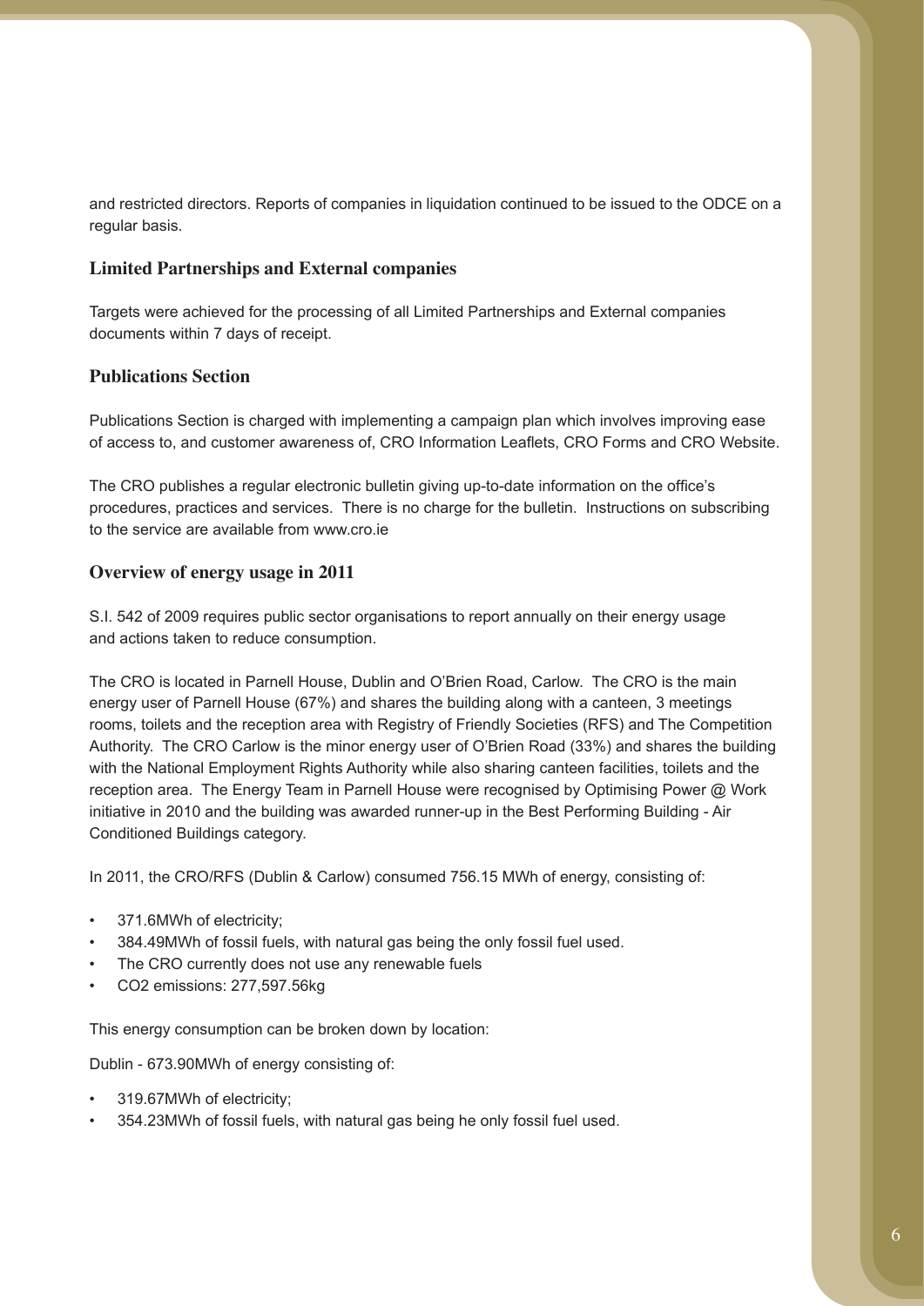and restricted directors. Reports of companies in liquidation continued to be issued to the ODCE on a regular basis.

### Limited Partnerships and External companies

Targets were achieved for the processing of all Limited Partnerships and External companies documents within 7 days of receipt.

### Publications Section

Publications Section is charged with implementing a campaign plan which involves improving ease of access to, and customer awareness of, CRO Information Leaflets, CRO Forms and CRO Website.

The CRO publishes a regular electronic bulletin giving up-to-date information on the office's procedures, practices and services. There is no charge for the bulletin. Instructions on subscribing to the service are available from www.cro.ie

### Overview of energy usage in 2011

S.I. 542 of 2009 requires public sector organisations to report annually on their energy usage and actions taken to reduce consumption.

The CRO is located in Parnell House, Dublin and O'Brien Road, Carlow. The CRO is the main energy user of Parnell House (67%) and shares the building along with a canteen, 3 meetings rooms, toilets and the reception area with Registry of Friendly Societies (RFS) and The Competition Authority. The CRO Carlow is the minor energy user of O'Brien Road (33%) and shares the building with the National Employment Rights Authority while also sharing canteen facilities, toilets and the reception area. The Energy Team in Parnell House were recognised by Optimising Power @ Work initiative in 2010 and the building was awarded runner-up in the Best Performing Building - Air Conditioned Buildings category.

In 2011, the CRO/RFS (Dublin & Carlow) consumed 756.15 MWh of energy, consisting of:

- 371.6MWh of electricity;
- 384.49MWh of fossil fuels, with natural gas being the only fossil fuel used.
- The CRO currently does not use any renewable fuels
- $CO_2$ emissions: 277,597.56kg

This energy consumption can be broken down by location:

Dublin - 673.90MWh of energy consisting of:

- 319.67MWh of electricity;
- 354.23MWh of fossil fuels, with natural gas being he only fossil fuel used.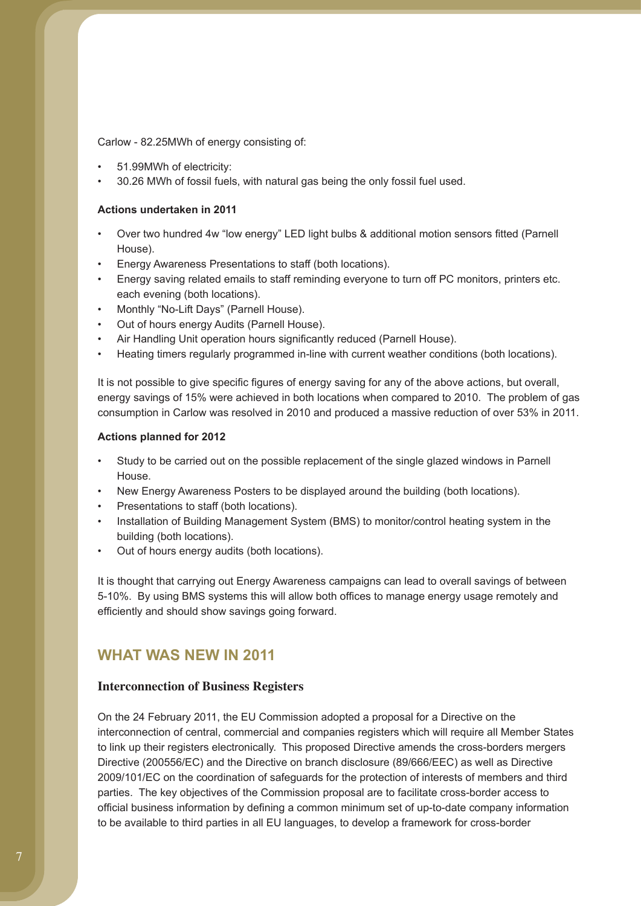Carlow - 82.25MWh of energy consisting of:

- 51.99MWh of electricity:
- 30.26 MWh of fossil fuels, with natural gas being the only fossil fuel used.

**Actions undertaken in 2011**

- Over two hundred 4w "low energy" LED light bulbs & additional motion sensors fitted (Parnell House).
- Energy Awareness Presentations to staff (both locations).
- Energy saving related emails to staff reminding everyone to turn off PC monitors, printers etc. each evening (both locations).
- Monthly "No-Lift Days" (Parnell House).
- Out of hours energy Audits (Parnell House).
- Air Handling Unit operation hours significantly reduced (Parnell House).
- Heating timers regularly programmed in-line with current weather conditions (both locations).

It is not possible to give specific figures of energy saving for any of the above actions, but overall, energy savings of 15% were achieved in both locations when compared to 2010. The problem of gas consumption in Carlow was resolved in 2010 and produced a massive reduction of over 53% in 2011.

**Actions planned for 2012**

- Study to be carried out on the possible replacement of the single glazed windows in Parnell House.
- New Energy Awareness Posters to be displayed around the building (both locations).
- Presentations to staff (both locations).
- Installation of Building Management System (BMS) to monitor/control heating system in the building (both locations).
- Out of hours energy audits (both locations).

It is thought that carrying out Energy Awareness campaigns can lead to overall savings of between 5-10%. By using BMS systems this will allow both offices to manage energy usage remotely and efficiently and should show savings going forward.

## WHAT WAS NEW IN 2011

### Interconnection of Business Registers

On the 24 February 2011, the EU Commission adopted a proposal for a Directive on the interconnection of central, commercial and companies registers which will require all Member States to link up their registers electronically. This proposed Directive amends the cross-borders mergers Directive (200556/EC) and the Directive on branch disclosure (89/666/EEC) as well as Directive 2009/101/EC on the coordination of safeguards for the protection of interests of members and third parties. The key objectives of the Commission proposal are to facilitate cross-border access to official business information by defining a common minimum set of up-to-date company information to be available to third parties in all EU languages, to develop a framework for cross-border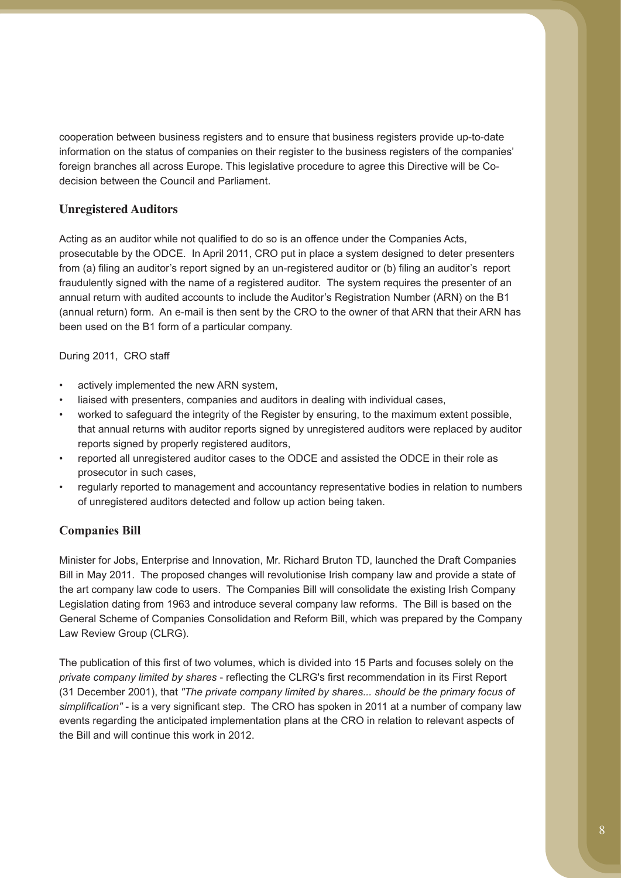cooperation between business registers and to ensure that business registers provide up-to-date information on the status of companies on their register to the business registers of the companies' foreign branches all across Europe. This legislative procedure to agree this Directive will be Co-decision between the Council and Parliament.

## Unregistered Auditors

Acting as an auditor while not qualified to do so is an offence under the Companies Acts, prosecutable by the ODCE. In April 2011, CRO put in place a system designed to deter presenters from (a) filing an auditor's report signed by an un-registered auditor or (b) filing an auditor's report fraudulently signed with the name of a registered auditor. The system requires the presenter of an annual return with audited accounts to include the Auditor's Registration Number (ARN) on the B1 (annual return) form. An e-mail is then sent by the CRO to the owner of that ARN that their ARN has been used on the B1 form of a particular company.

During 2011, CRO staff

- actively implemented the new ARN system,
- liaised with presenters, companies and auditors in dealing with individual cases,
- worked to safeguard the integrity of the Register by ensuring, to the maximum extent possible, that annual returns with auditor reports signed by unregistered auditors were replaced by auditor reports signed by properly registered auditors,
- reported all unregistered auditor cases to the ODCE and assisted the ODCE in their role as prosecutor in such cases,
- regularly reported to management and accountancy representative bodies in relation to numbers of unregistered auditors detected and follow up action being taken.

## Companies Bill

Minister for Jobs, Enterprise and Innovation, Mr. Richard Bruton TD, launched the Draft Companies Bill in May 2011. The proposed changes will revolutionise Irish company law and provide a state of the art company law code to users. The Companies Bill will consolidate the existing Irish Company Legislation dating from 1963 and introduce several company law reforms. The Bill is based on the General Scheme of Companies Consolidation and Reform Bill, which was prepared by the Company Law Review Group (CLRG).

The publication of this first of two volumes, which is divided into 15 Parts and focuses solely on the *private company limited by shares* - reflecting the CLRG's first recommendation in its First Report (31 December 2001), that *"The private company limited by shares... should be the primary focus of simplification"* - is a very significant step. The CRO has spoken in 2011 at a number of company law events regarding the anticipated implementation plans at the CRO in relation to relevant aspects of the Bill and will continue this work in 2012.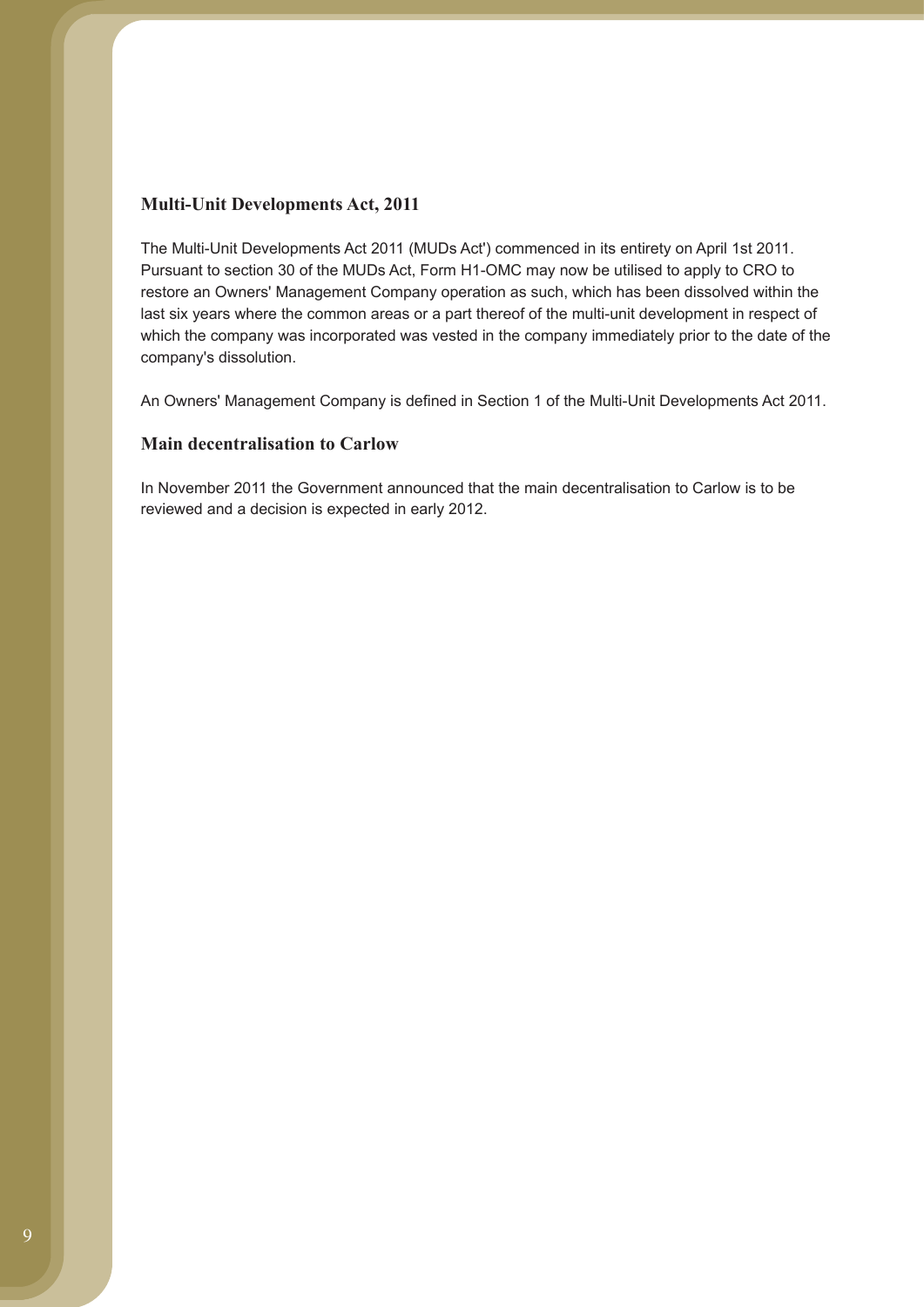## Multi-Unit Developments Act, 2011

The Multi-Unit Developments Act 2011 (MUDs Act') commenced in its entirety on April 1st 2011. Pursuant to section 30 of the MUDs Act, Form H1-OMC may now be utilised to apply to CRO to restore an Owners' Management Company operation as such, which has been dissolved within the last six years where the common areas or a part thereof of the multi-unit development in respect of which the company was incorporated was vested in the company immediately prior to the date of the company's dissolution.

An Owners' Management Company is defined in Section 1 of the Multi-Unit Developments Act 2011.

## Main decentralisation to Carlow

In November 2011 the Government announced that the main decentralisation to Carlow is to be reviewed and a decision is expected in early 2012.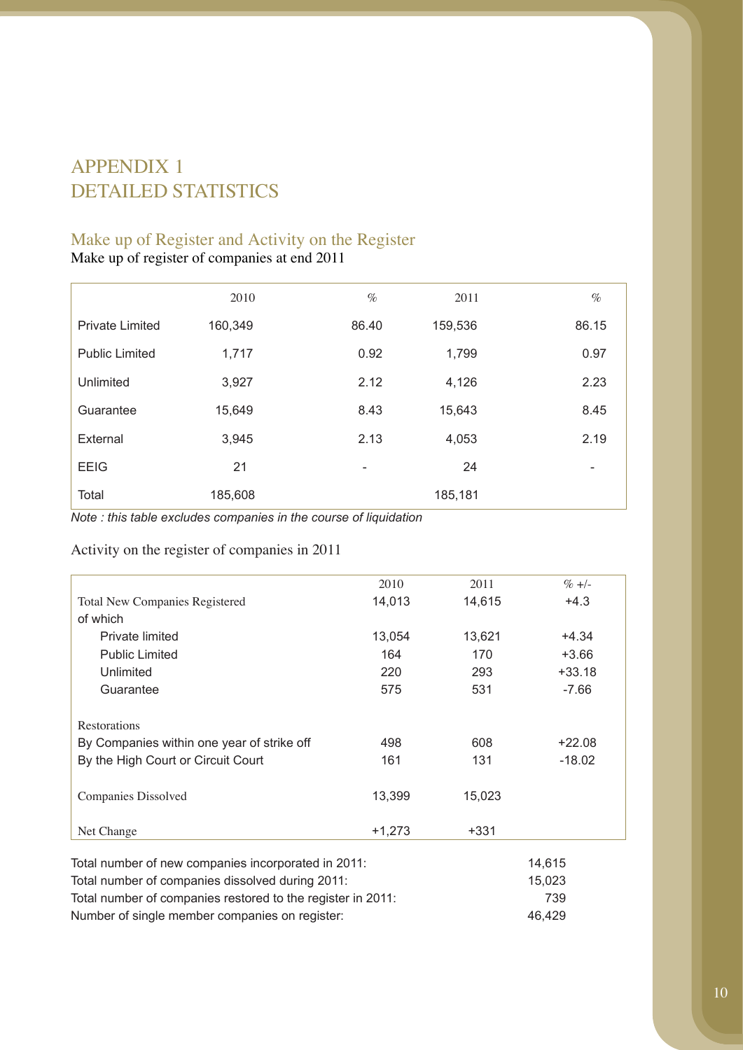# APPENDIX 1
# DETAILED STATISTICS

## Make up of Register and Activity on the Register

Make up of register of companies at end 2011

| | 2010 | % | 2011 | % |
|---|---|---|---|---|
| Private Limited | 160,349 | 86.40 | 159,536 | 86.15 |
| Public Limited | 1,717 | 0.92 | 1,799 | 0.97 |
| Unlimited | 3,927 | 2.12 | 4,126 | 2.23 |
| Guarantee | 15,649 | 8.43 | 15,643 | 8.45 |
| External | 3,945 | 2.13 | 4,053 | 2.19 |
| EEIG | 21 | - | 24 | - |
| Total | 185,608 | | 185,181 | |

*Note : this table excludes companies in the course of liquidation*

Activity on the register of companies in 2011

| | 2010 | 2011 | % +/- |
|---|---|---|---|
| Total New Companies Registered | 14,013 | 14,615 | +4.3 |
| of which | | | |
| Private limited | 13,054 | 13,621 | +4.34 |
| Public Limited | 164 | 170 | +3.66 |
| Unlimited | 220 | 293 | +33.18 |
| Guarantee | 575 | 531 | -7.66 |
| Restorations | | | |
| By Companies within one year of strike off | 498 | 608 | +22.08 |
| By the High Court or Circuit Court | 161 | 131 | -18.02 |
| Companies Dissolved | 13,399 | 15,023 | |
| Net Change | +1,273 | +331 | |

| | |
|---|---|
| Total number of new companies incorporated in 2011: | 14,615 |
| Total number of companies dissolved during 2011: | 15,023 |
| Total number of companies restored to the register in 2011: | 739 |
| Number of single member companies on register: | 46,429 |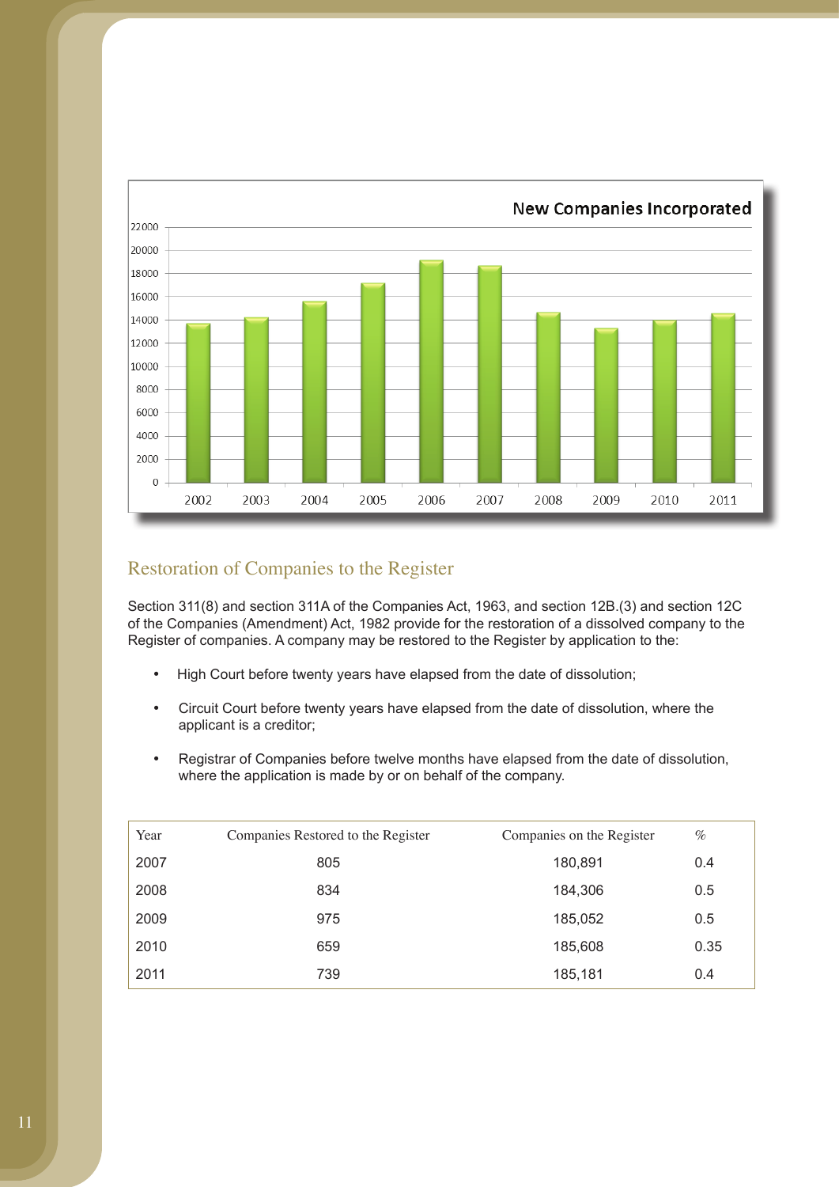New Companies Incorporated

| Year | New Companies Incorporated (approx.) |
|---|---|
| 2002 | 13,700 |
| 2003 | 14,200 |
| 2004 | 15,600 |
| 2005 | 17,200 |
| 2006 | 19,100 |
| 2007 | 18,600 |
| 2008 | 14,600 |
| 2009 | 13,300 |
| 2010 | 14,000 |
| 2011 | 14,500 |

## Restoration of Companies to the Register

Section 311(8) and section 311A of the Companies Act, 1963, and section 12B.(3) and section 12C of the Companies (Amendment) Act, 1982 provide for the restoration of a dissolved company to the Register of companies. A company may be restored to the Register by application to the:

- High Court before twenty years have elapsed from the date of dissolution;
- Circuit Court before twenty years have elapsed from the date of dissolution, where the applicant is a creditor;
- Registrar of Companies before twelve months have elapsed from the date of dissolution, where the application is made by or on behalf of the company.

| Year | Companies Restored to the Register | Companies on the Register | % |
|---|---|---|---|
| 2007 | 805 | 180,891 | 0.4 |
| 2008 | 834 | 184,306 | 0.5 |
| 2009 | 975 | 185,052 | 0.5 |
| 2010 | 659 | 185,608 | 0.35 |
| 2011 | 739 | 185,181 | 0.4 |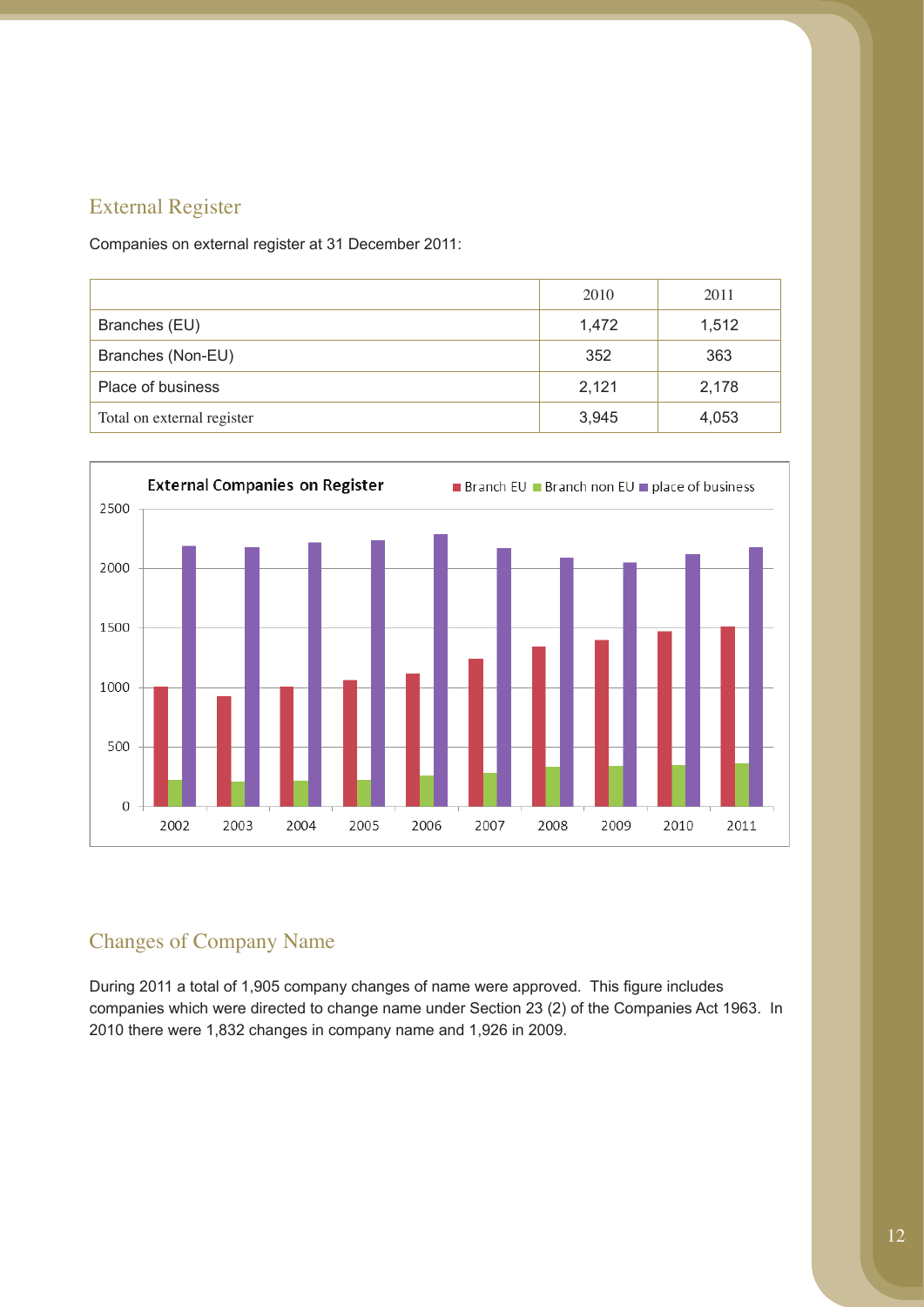## External Register

Companies on external register at 31 December 2011:

| | 2010 | 2011 |
|---|---|---|
| Branches (EU) | 1,472 | 1,512 |
| Branches (Non-EU) | 352 | 363 |
| Place of business | 2,121 | 2,178 |
| Total on external register | 3,945 | 4,053 |

## Changes of Company Name

During 2011 a total of 1,905 company changes of name were approved. This figure includes companies which were directed to change name under Section 23 (2) of the Companies Act 1963. In 2010 there were 1,832 changes in company name and 1,926 in 2009.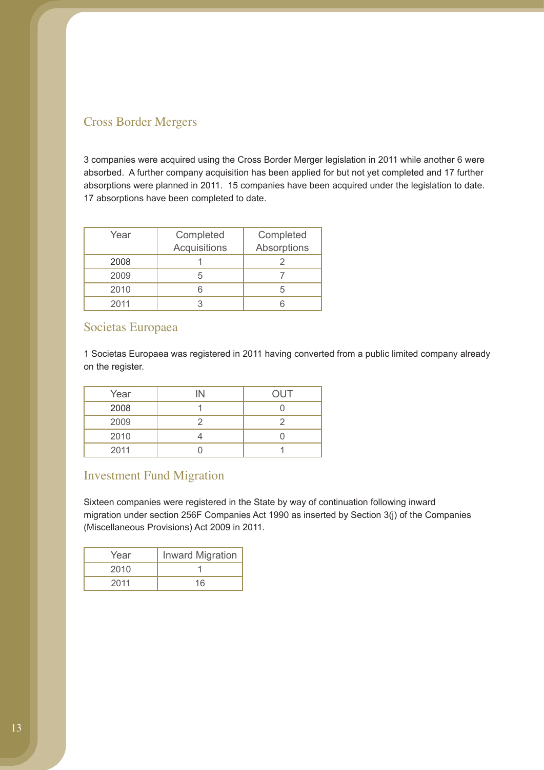## Cross Border Mergers

3 companies were acquired using the Cross Border Merger legislation in 2011 while another 6 were absorbed. A further company acquisition has been applied for but not yet completed and 17 further absorptions were planned in 2011. 15 companies have been acquired under the legislation to date. 17 absorptions have been completed to date.

| Year | Completed Acquisitions | Completed Absorptions |
|---|---|---|
| 2008 | 1 | 2 |
| 2009 | 5 | 7 |
| 2010 | 6 | 5 |
| 2011 | 3 | 6 |

## Societas Europaea

1 Societas Europaea was registered in 2011 having converted from a public limited company already on the register.

| Year | IN | OUT |
|---|---|---|
| 2008 | 1 | 0 |
| 2009 | 2 | 2 |
| 2010 | 4 | 0 |
| 2011 | 0 | 1 |

## Investment Fund Migration

Sixteen companies were registered in the State by way of continuation following inward migration under section 256F Companies Act 1990 as inserted by Section 3(j) of the Companies (Miscellaneous Provisions) Act 2009 in 2011.

| Year | Inward Migration |
|---|---|
| 2010 | 1 |
| 2011 | 16 |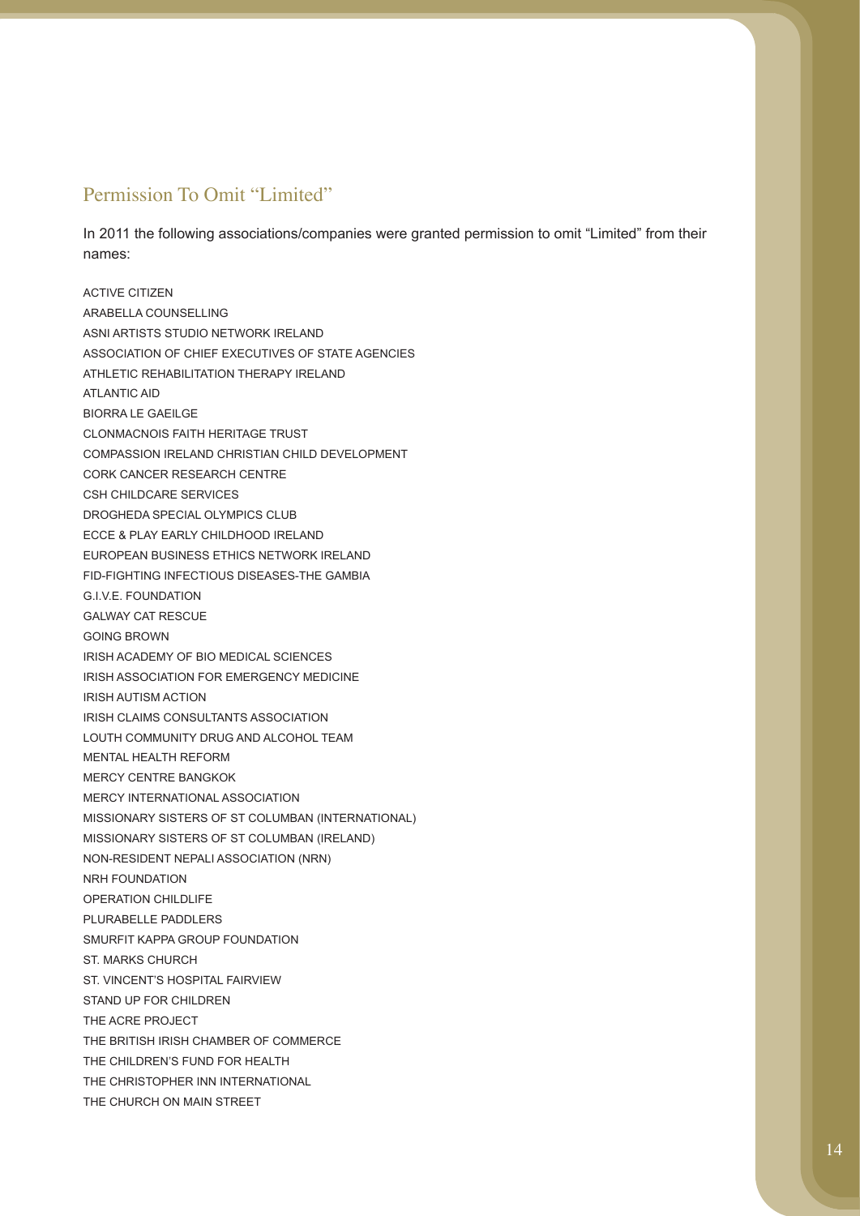## Permission To Omit "Limited"

In 2011 the following associations/companies were granted permission to omit "Limited" from their names:

ACTIVE CITIZEN
ARABELLA COUNSELLING
ASNI ARTISTS STUDIO NETWORK IRELAND
ASSOCIATION OF CHIEF EXECUTIVES OF STATE AGENCIES
ATHLETIC REHABILITATION THERAPY IRELAND
ATLANTIC AID
BIORRA LE GAEILGE
CLONMACNOIS FAITH HERITAGE TRUST
COMPASSION IRELAND CHRISTIAN CHILD DEVELOPMENT
CORK CANCER RESEARCH CENTRE
CSH CHILDCARE SERVICES
DROGHEDA SPECIAL OLYMPICS CLUB
ECCE & PLAY EARLY CHILDHOOD IRELAND
EUROPEAN BUSINESS ETHICS NETWORK IRELAND
FID-FIGHTING INFECTIOUS DISEASES-THE GAMBIA
G.I.V.E. FOUNDATION
GALWAY CAT RESCUE
GOING BROWN
IRISH ACADEMY OF BIO MEDICAL SCIENCES
IRISH ASSOCIATION FOR EMERGENCY MEDICINE
IRISH AUTISM ACTION
IRISH CLAIMS CONSULTANTS ASSOCIATION
LOUTH COMMUNITY DRUG AND ALCOHOL TEAM
MENTAL HEALTH REFORM
MERCY CENTRE BANGKOK
MERCY INTERNATIONAL ASSOCIATION
MISSIONARY SISTERS OF ST COLUMBAN (INTERNATIONAL)
MISSIONARY SISTERS OF ST COLUMBAN (IRELAND)
NON-RESIDENT NEPALI ASSOCIATION (NRN)
NRH FOUNDATION
OPERATION CHILDLIFE
PLURABELLE PADDLERS
SMURFIT KAPPA GROUP FOUNDATION
ST. MARKS CHURCH
ST. VINCENT'S HOSPITAL FAIRVIEW
STAND UP FOR CHILDREN
THE ACRE PROJECT
THE BRITISH IRISH CHAMBER OF COMMERCE
THE CHILDREN'S FUND FOR HEALTH
THE CHRISTOPHER INN INTERNATIONAL
THE CHURCH ON MAIN STREET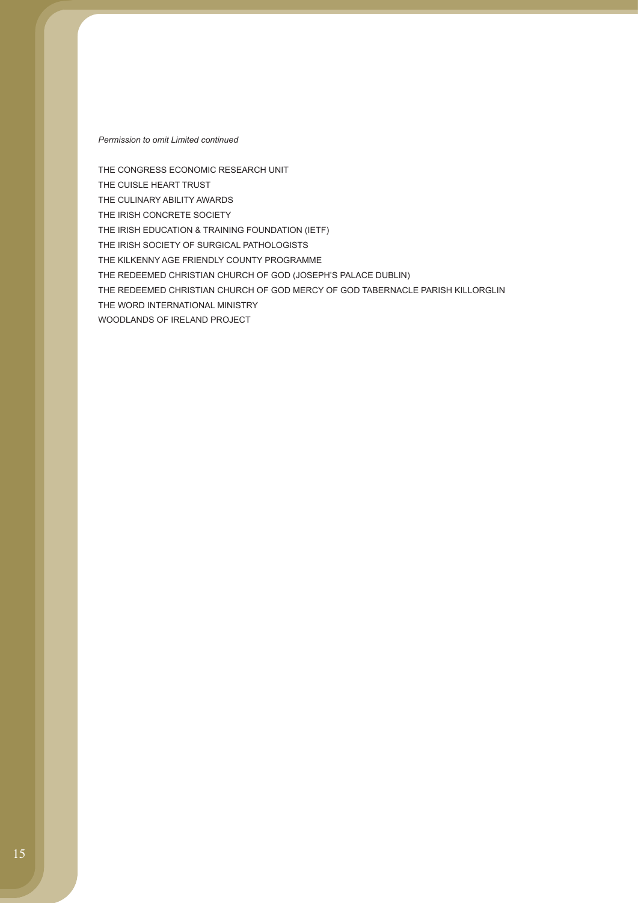*Permission to omit Limited continued*

THE CONGRESS ECONOMIC RESEARCH UNIT
THE CUISLE HEART TRUST
THE CULINARY ABILITY AWARDS
THE IRISH CONCRETE SOCIETY
THE IRISH EDUCATION & TRAINING FOUNDATION (IETF)
THE IRISH SOCIETY OF SURGICAL PATHOLOGISTS
THE KILKENNY AGE FRIENDLY COUNTY PROGRAMME
THE REDEEMED CHRISTIAN CHURCH OF GOD (JOSEPH'S PALACE DUBLIN)
THE REDEEMED CHRISTIAN CHURCH OF GOD MERCY OF GOD TABERNACLE PARISH KILLORGLIN
THE WORD INTERNATIONAL MINISTRY
WOODLANDS OF IRELAND PROJECT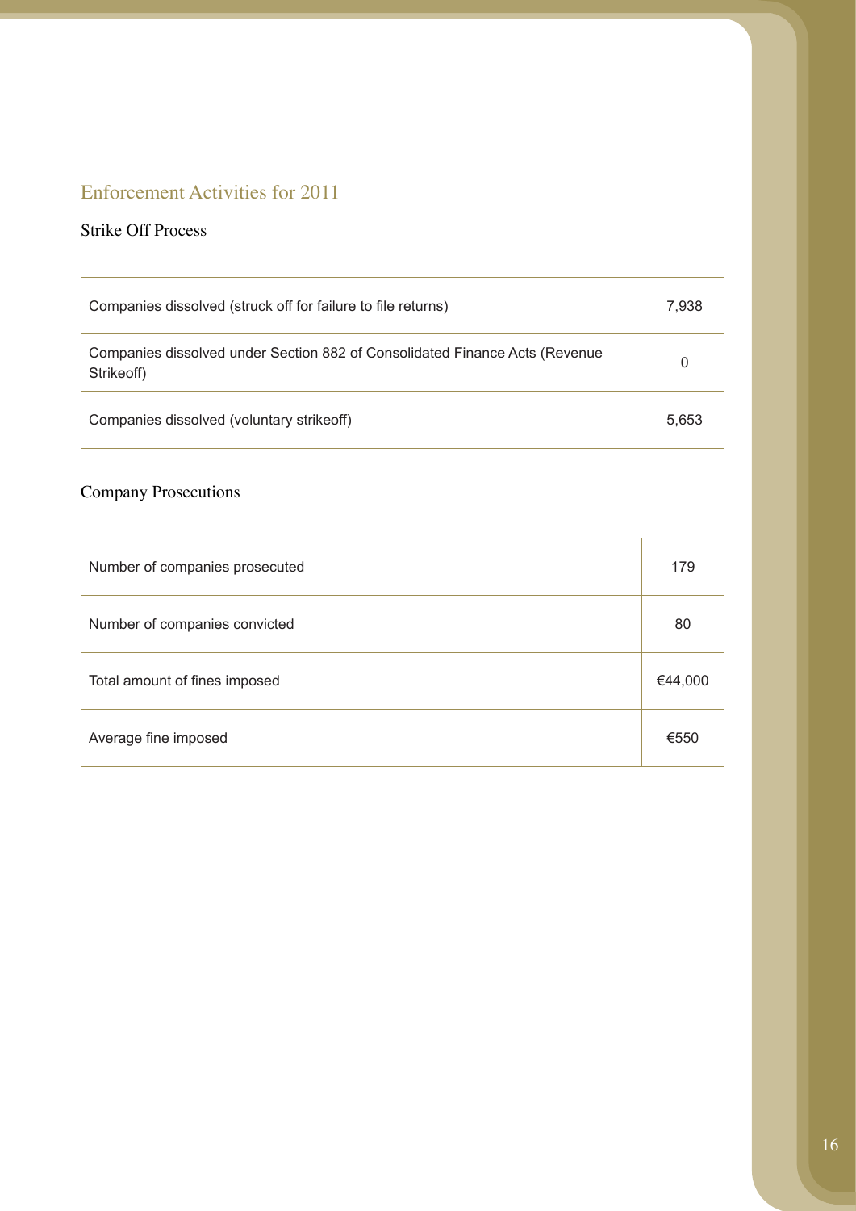## Enforcement Activities for 2011

### Strike Off Process

| | |
|---|---|
| Companies dissolved (struck off for failure to file returns) | 7,938 |
| Companies dissolved under Section 882 of Consolidated Finance Acts (Revenue Strikeoff) | 0 |
| Companies dissolved (voluntary strikeoff) | 5,653 |

### Company Prosecutions

| | |
|---|---|
| Number of companies prosecuted | 179 |
| Number of companies convicted | 80 |
| Total amount of fines imposed | €44,000 |
| Average fine imposed | €550 |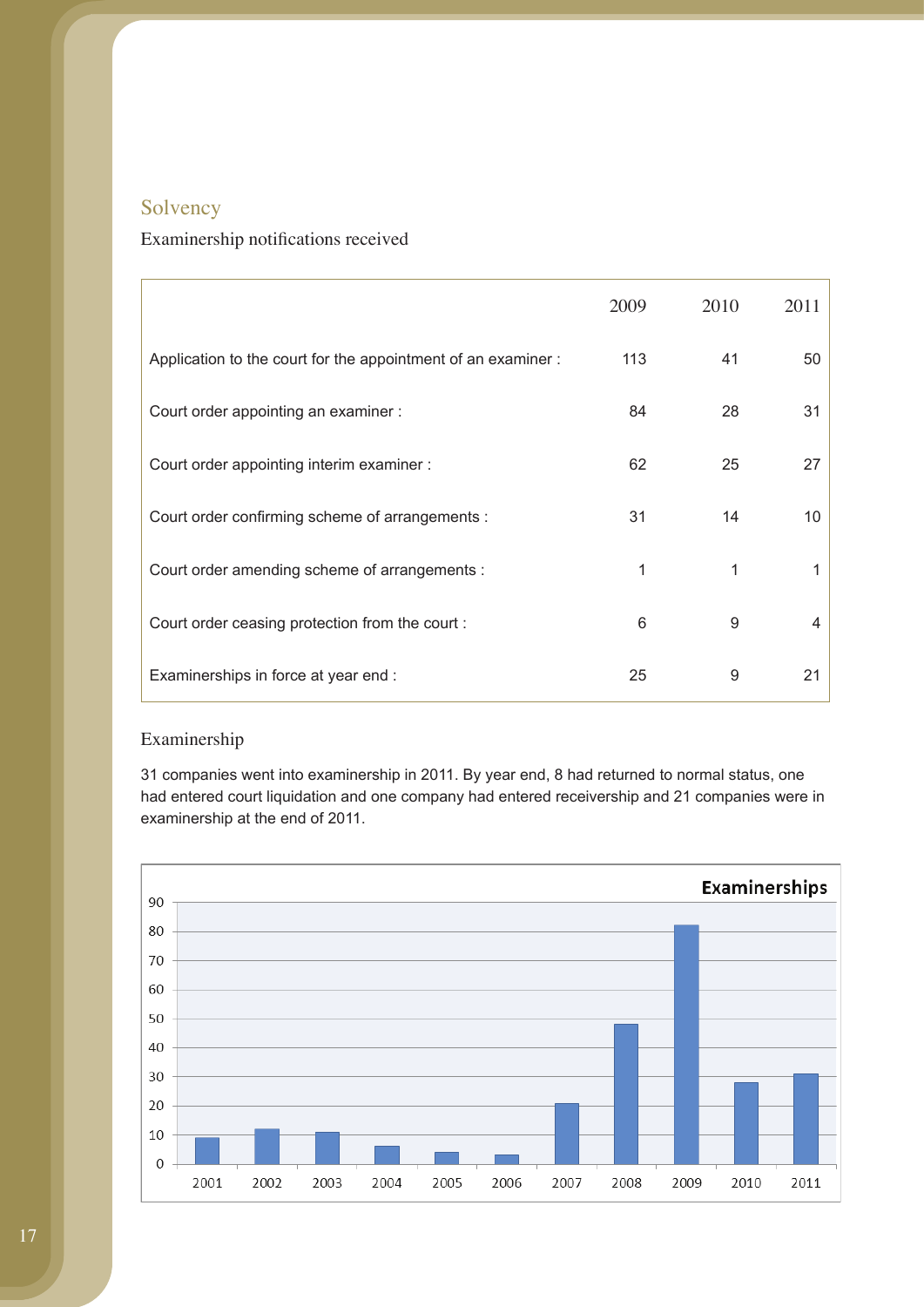## Solvency

### Examinership notifications received

| | 2009 | 2010 | 2011 |
|---|---|---|---|
| Application to the court for the appointment of an examiner : | 113 | 41 | 50 |
| Court order appointing an examiner : | 84 | 28 | 31 |
| Court order appointing interim examiner : | 62 | 25 | 27 |
| Court order confirming scheme of arrangements : | 31 | 14 | 10 |
| Court order amending scheme of arrangements : | 1 | 1 | 1 |
| Court order ceasing protection from the court : | 6 | 9 | 4 |
| Examinerships in force at year end : | 25 | 9 | 21 |

### Examinership

31 companies went into examinership in 2011. By year end, 8 had returned to normal status, one had entered court liquidation and one company had entered receivership and 21 companies were in examinership at the end of 2011.

**Examinerships**

| Year | Examinerships |
|---|---|
| 2001 | 9 |
| 2002 | 12 |
| 2003 | 11 |
| 2004 | 6 |
| 2005 | 4 |
| 2006 | 3 |
| 2007 | 21 |
| 2008 | 48 |
| 2009 | 82 |
| 2010 | 28 |
| 2011 | 31 |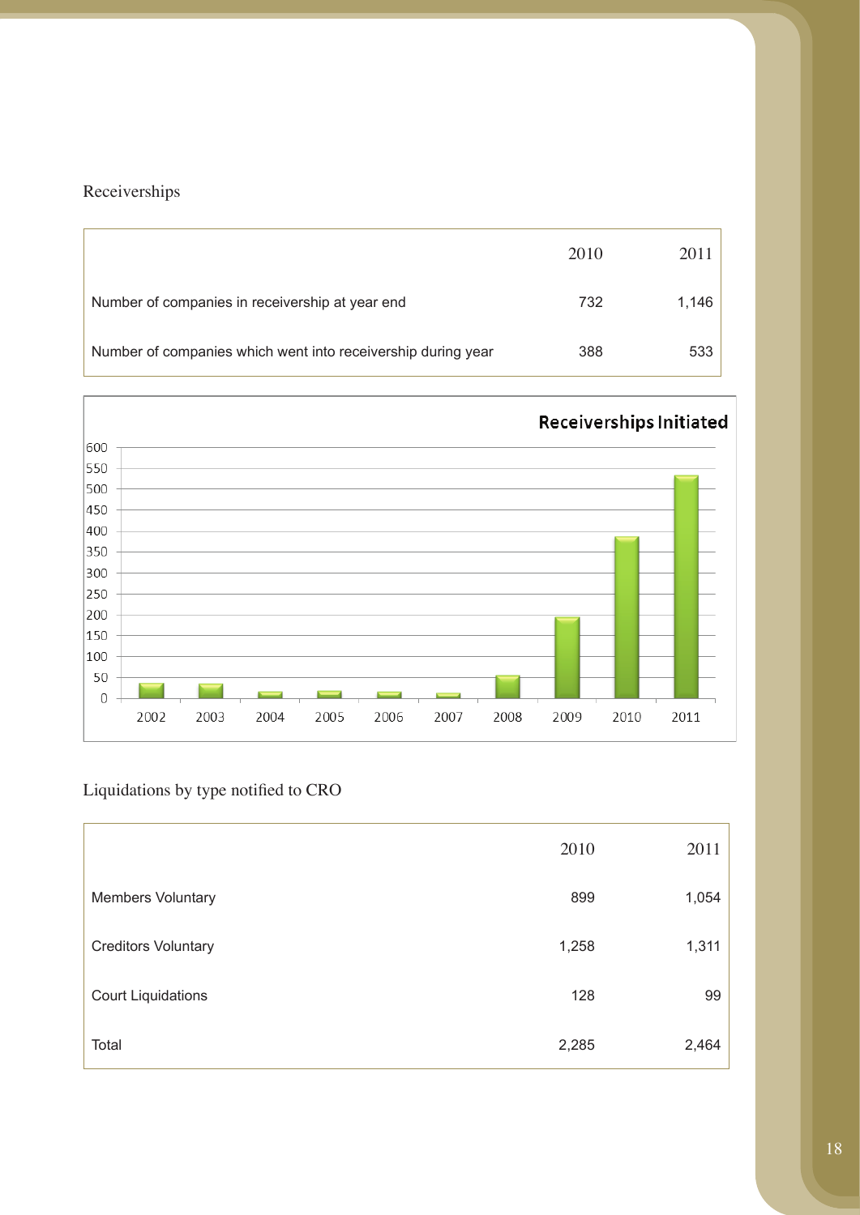Receiverships

| | 2010 | 2011 |
|---|---|---|
| Number of companies in receivership at year end | 732 | 1,146 |
| Number of companies which went into receivership during year | 388 | 533 |

Liquidations by type notified to CRO

| | 2010 | 2011 |
|---|---|---|
| Members Voluntary | 899 | 1,054 |
| Creditors Voluntary | 1,258 | 1,311 |
| Court Liquidations | 128 | 99 |
| Total | 2,285 | 2,464 |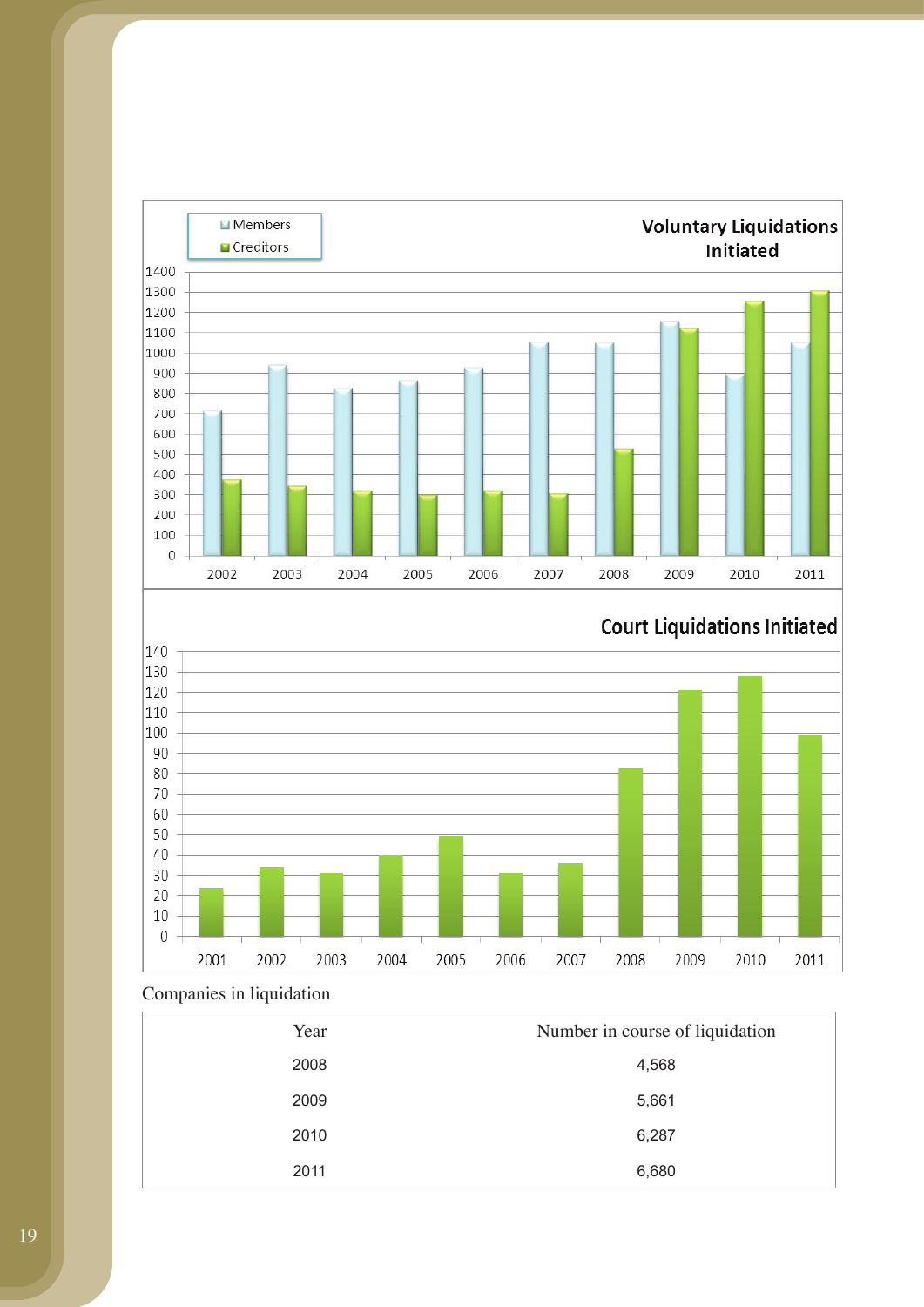Voluntary Liquidations Initiated

Members
Creditors

1400
1300
1200
1100
1000
900
800
700
600
500
400
300
200
100
0

2002 2003 2004 2005 2006 2007 2008 2009 2010 2011

Court Liquidations Initiated

140
130
120
110
100
90
80
70
60
50
40
30
20
10
0

2001 2002 2003 2004 2005 2006 2007 2008 2009 2010 2011

Companies in liquidation

| Year | Number in course of liquidation |
|---|---|
| 2008 | 4,568 |
| 2009 | 5,661 |
| 2010 | 6,287 |
| 2011 | 6,680 |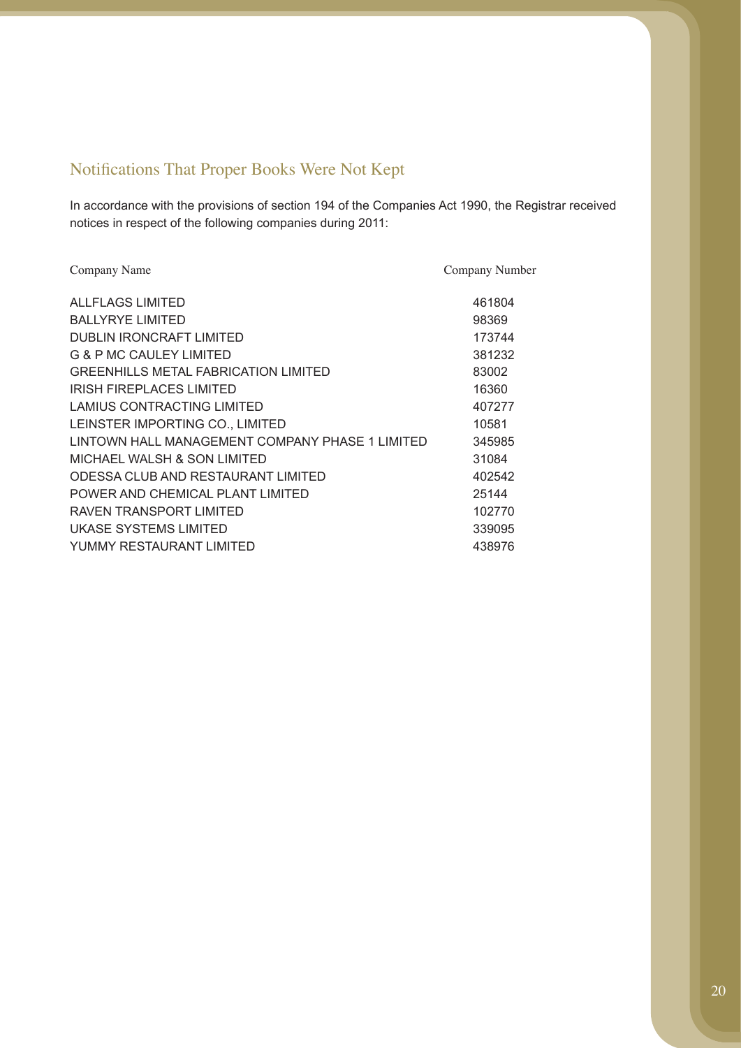## Notifications That Proper Books Were Not Kept

In accordance with the provisions of section 194 of the Companies Act 1990, the Registrar received notices in respect of the following companies during 2011:

| Company Name | Company Number |
|---|---|
| ALLFLAGS LIMITED | 461804 |
| BALLYRYE LIMITED | 98369 |
| DUBLIN IRONCRAFT LIMITED | 173744 |
| G & P MC CAULEY LIMITED | 381232 |
| GREENHILLS METAL FABRICATION LIMITED | 83002 |
| IRISH FIREPLACES LIMITED | 16360 |
| LAMIUS CONTRACTING LIMITED | 407277 |
| LEINSTER IMPORTING CO., LIMITED | 10581 |
| LINTOWN HALL MANAGEMENT COMPANY PHASE 1 LIMITED | 345985 |
| MICHAEL WALSH & SON LIMITED | 31084 |
| ODESSA CLUB AND RESTAURANT LIMITED | 402542 |
| POWER AND CHEMICAL PLANT LIMITED | 25144 |
| RAVEN TRANSPORT LIMITED | 102770 |
| UKASE SYSTEMS LIMITED | 339095 |
| YUMMY RESTAURANT LIMITED | 438976 |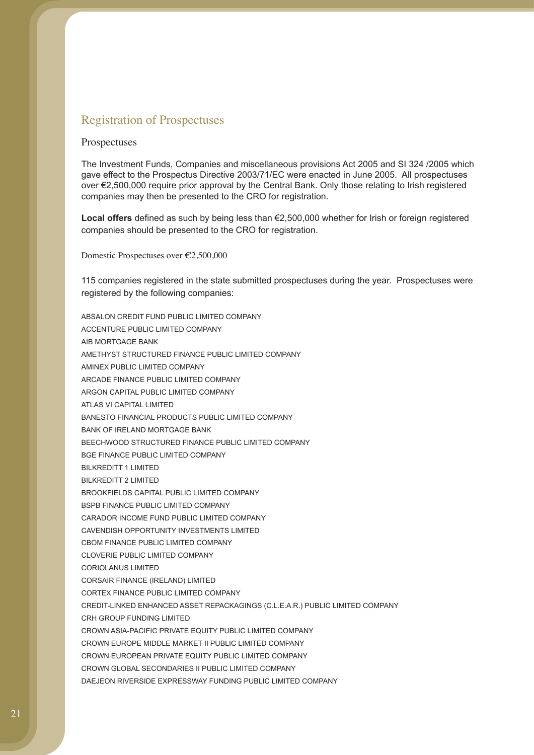## Registration of Prospectuses

### Prospectuses

The Investment Funds, Companies and miscellaneous provisions Act 2005 and SI 324 /2005 which gave effect to the Prospectus Directive 2003/71/EC were enacted in June 2005. All prospectuses over €2,500,000 require prior approval by the Central Bank. Only those relating to Irish registered companies may then be presented to the CRO for registration.

**Local offers** defined as such by being less than €2,500,000 whether for Irish or foreign registered companies should be presented to the CRO for registration.

#### Domestic Prospectuses over €2,500,000

115 companies registered in the state submitted prospectuses during the year. Prospectuses were registered by the following companies:

ABSALON CREDIT FUND PUBLIC LIMITED COMPANY
ACCENTURE PUBLIC LIMITED COMPANY
AIB MORTGAGE BANK
AMETHYST STRUCTURED FINANCE PUBLIC LIMITED COMPANY
AMINEX PUBLIC LIMITED COMPANY
ARCADE FINANCE PUBLIC LIMITED COMPANY
ARGON CAPITAL PUBLIC LIMITED COMPANY
ATLAS VI CAPITAL LIMITED
BANESTO FINANCIAL PRODUCTS PUBLIC LIMITED COMPANY
BANK OF IRELAND MORTGAGE BANK
BEECHWOOD STRUCTURED FINANCE PUBLIC LIMITED COMPANY
BGE FINANCE PUBLIC LIMITED COMPANY
BILKREDITT 1 LIMITED
BILKREDITT 2 LIMITED
BROOKFIELDS CAPITAL PUBLIC LIMITED COMPANY
BSPB FINANCE PUBLIC LIMITED COMPANY
CARADOR INCOME FUND PUBLIC LIMITED COMPANY
CAVENDISH OPPORTUNITY INVESTMENTS LIMITED
CBOM FINANCE PUBLIC LIMITED COMPANY
CLOVERIE PUBLIC LIMITED COMPANY
CORIOLANUS LIMITED
CORSAIR FINANCE (IRELAND) LIMITED
CORTEX FINANCE PUBLIC LIMITED COMPANY
CREDIT-LINKED ENHANCED ASSET REPACKAGINGS (C.L.E.A.R.) PUBLIC LIMITED COMPANY
CRH GROUP FUNDING LIMITED
CROWN ASIA-PACIFIC PRIVATE EQUITY PUBLIC LIMITED COMPANY
CROWN EUROPE MIDDLE MARKET II PUBLIC LIMITED COMPANY
CROWN EUROPEAN PRIVATE EQUITY PUBLIC LIMITED COMPANY
CROWN GLOBAL SECONDARIES II PUBLIC LIMITED COMPANY
DAEJEON RIVERSIDE EXPRESSWAY FUNDING PUBLIC LIMITED COMPANY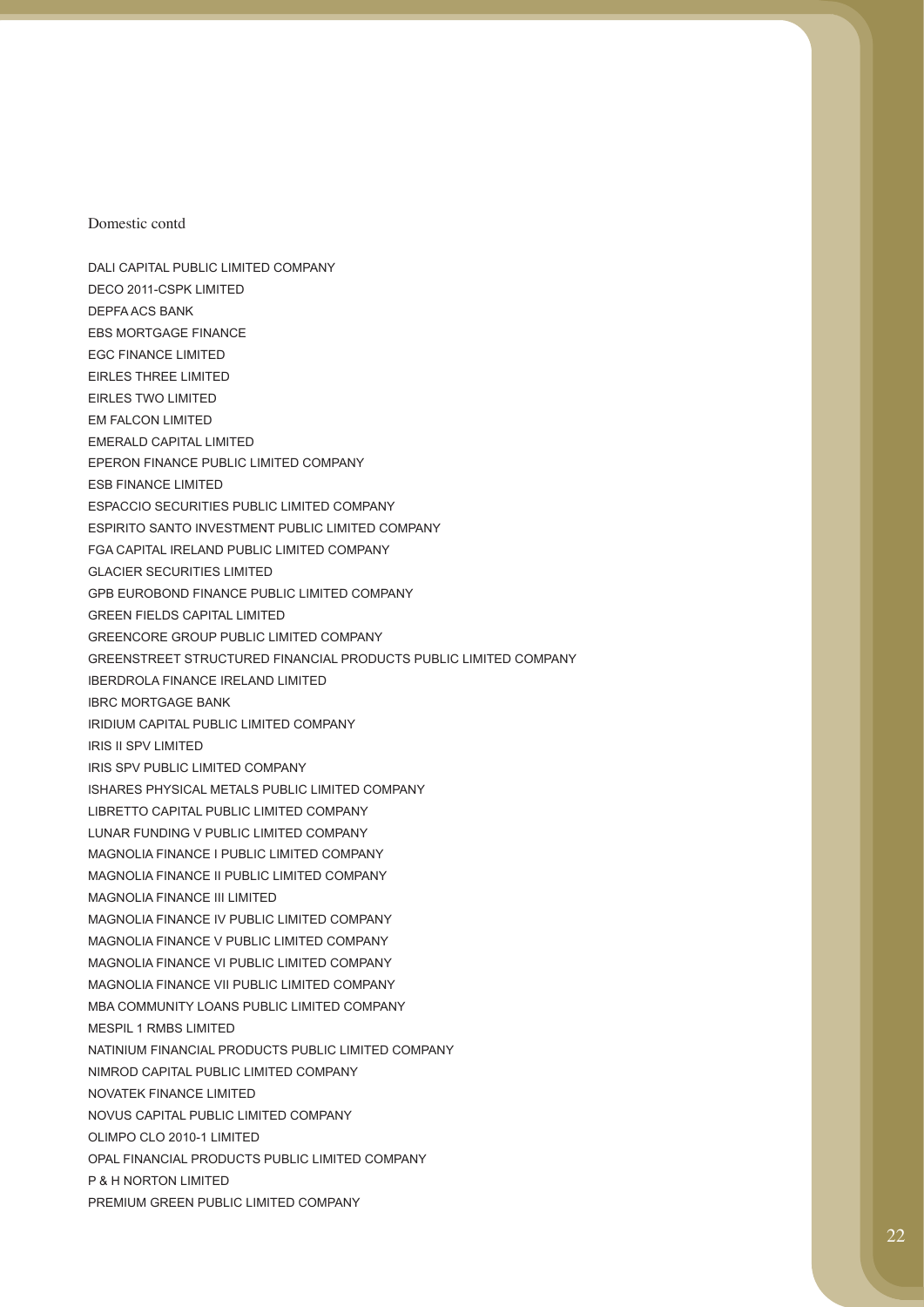Domestic contd

DALI CAPITAL PUBLIC LIMITED COMPANY

DECO 2011-CSPK LIMITED

DEPFA ACS BANK

EBS MORTGAGE FINANCE

EGC FINANCE LIMITED

EIRLES THREE LIMITED

EIRLES TWO LIMITED

EM FALCON LIMITED

EMERALD CAPITAL LIMITED

EPERON FINANCE PUBLIC LIMITED COMPANY

ESB FINANCE LIMITED

ESPACCIO SECURITIES PUBLIC LIMITED COMPANY

ESPIRITO SANTO INVESTMENT PUBLIC LIMITED COMPANY

FGA CAPITAL IRELAND PUBLIC LIMITED COMPANY

GLACIER SECURITIES LIMITED

GPB EUROBOND FINANCE PUBLIC LIMITED COMPANY

GREEN FIELDS CAPITAL LIMITED

GREENCORE GROUP PUBLIC LIMITED COMPANY

GREENSTREET STRUCTURED FINANCIAL PRODUCTS PUBLIC LIMITED COMPANY

IBERDROLA FINANCE IRELAND LIMITED

IBRC MORTGAGE BANK

IRIDIUM CAPITAL PUBLIC LIMITED COMPANY

IRIS II SPV LIMITED

IRIS SPV PUBLIC LIMITED COMPANY

ISHARES PHYSICAL METALS PUBLIC LIMITED COMPANY

LIBRETTO CAPITAL PUBLIC LIMITED COMPANY

LUNAR FUNDING V PUBLIC LIMITED COMPANY

MAGNOLIA FINANCE I PUBLIC LIMITED COMPANY

MAGNOLIA FINANCE II PUBLIC LIMITED COMPANY

MAGNOLIA FINANCE III LIMITED

MAGNOLIA FINANCE IV PUBLIC LIMITED COMPANY

MAGNOLIA FINANCE V PUBLIC LIMITED COMPANY

MAGNOLIA FINANCE VI PUBLIC LIMITED COMPANY

MAGNOLIA FINANCE VII PUBLIC LIMITED COMPANY

MBA COMMUNITY LOANS PUBLIC LIMITED COMPANY

MESPIL 1 RMBS LIMITED

NATINIUM FINANCIAL PRODUCTS PUBLIC LIMITED COMPANY

NIMROD CAPITAL PUBLIC LIMITED COMPANY

NOVATEK FINANCE LIMITED

NOVUS CAPITAL PUBLIC LIMITED COMPANY

OLIMPO CLO 2010-1 LIMITED

OPAL FINANCIAL PRODUCTS PUBLIC LIMITED COMPANY

P & H NORTON LIMITED

PREMIUM GREEN PUBLIC LIMITED COMPANY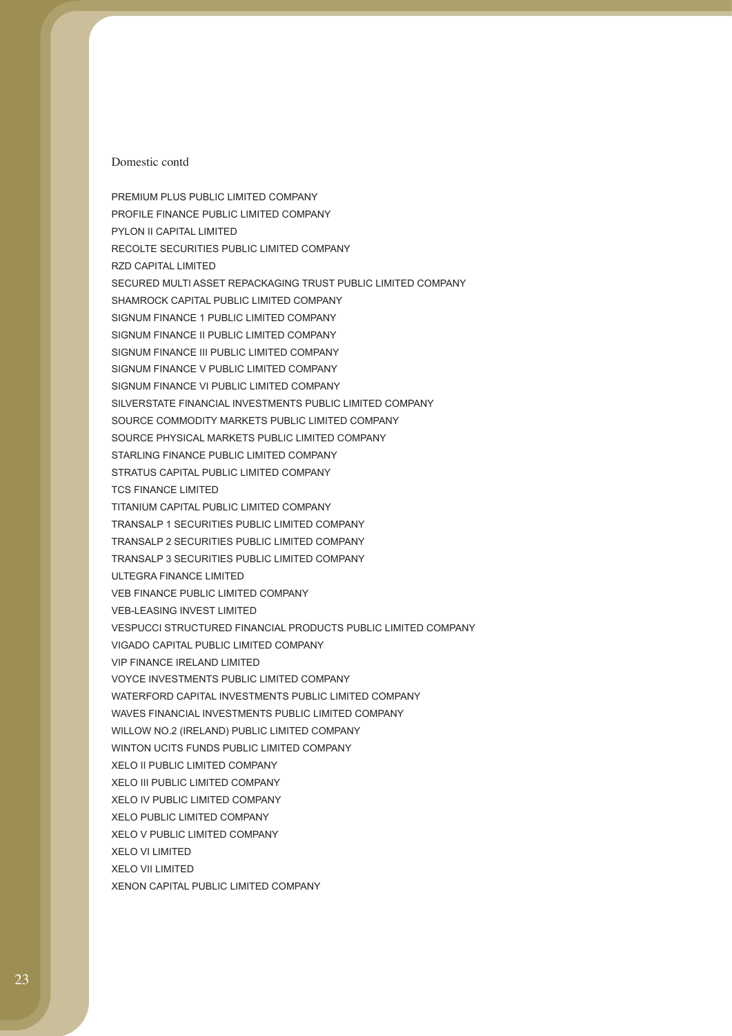Domestic contd

PREMIUM PLUS PUBLIC LIMITED COMPANY
PROFILE FINANCE PUBLIC LIMITED COMPANY
PYLON II CAPITAL LIMITED
RECOLTE SECURITIES PUBLIC LIMITED COMPANY
RZD CAPITAL LIMITED
SECURED MULTI ASSET REPACKAGING TRUST PUBLIC LIMITED COMPANY
SHAMROCK CAPITAL PUBLIC LIMITED COMPANY
SIGNUM FINANCE 1 PUBLIC LIMITED COMPANY
SIGNUM FINANCE II PUBLIC LIMITED COMPANY
SIGNUM FINANCE III PUBLIC LIMITED COMPANY
SIGNUM FINANCE V PUBLIC LIMITED COMPANY
SIGNUM FINANCE VI PUBLIC LIMITED COMPANY
SILVERSTATE FINANCIAL INVESTMENTS PUBLIC LIMITED COMPANY
SOURCE COMMODITY MARKETS PUBLIC LIMITED COMPANY
SOURCE PHYSICAL MARKETS PUBLIC LIMITED COMPANY
STARLING FINANCE PUBLIC LIMITED COMPANY
STRATUS CAPITAL PUBLIC LIMITED COMPANY
TCS FINANCE LIMITED
TITANIUM CAPITAL PUBLIC LIMITED COMPANY
TRANSALP 1 SECURITIES PUBLIC LIMITED COMPANY
TRANSALP 2 SECURITIES PUBLIC LIMITED COMPANY
TRANSALP 3 SECURITIES PUBLIC LIMITED COMPANY
ULTEGRA FINANCE LIMITED
VEB FINANCE PUBLIC LIMITED COMPANY
VEB-LEASING INVEST LIMITED
VESPUCCI STRUCTURED FINANCIAL PRODUCTS PUBLIC LIMITED COMPANY
VIGADO CAPITAL PUBLIC LIMITED COMPANY
VIP FINANCE IRELAND LIMITED
VOYCE INVESTMENTS PUBLIC LIMITED COMPANY
WATERFORD CAPITAL INVESTMENTS PUBLIC LIMITED COMPANY
WAVES FINANCIAL INVESTMENTS PUBLIC LIMITED COMPANY
WILLOW NO.2 (IRELAND) PUBLIC LIMITED COMPANY
WINTON UCITS FUNDS PUBLIC LIMITED COMPANY
XELO II PUBLIC LIMITED COMPANY
XELO III PUBLIC LIMITED COMPANY
XELO IV PUBLIC LIMITED COMPANY
XELO PUBLIC LIMITED COMPANY
XELO V PUBLIC LIMITED COMPANY
XELO VI LIMITED
XELO VII LIMITED
XENON CAPITAL PUBLIC LIMITED COMPANY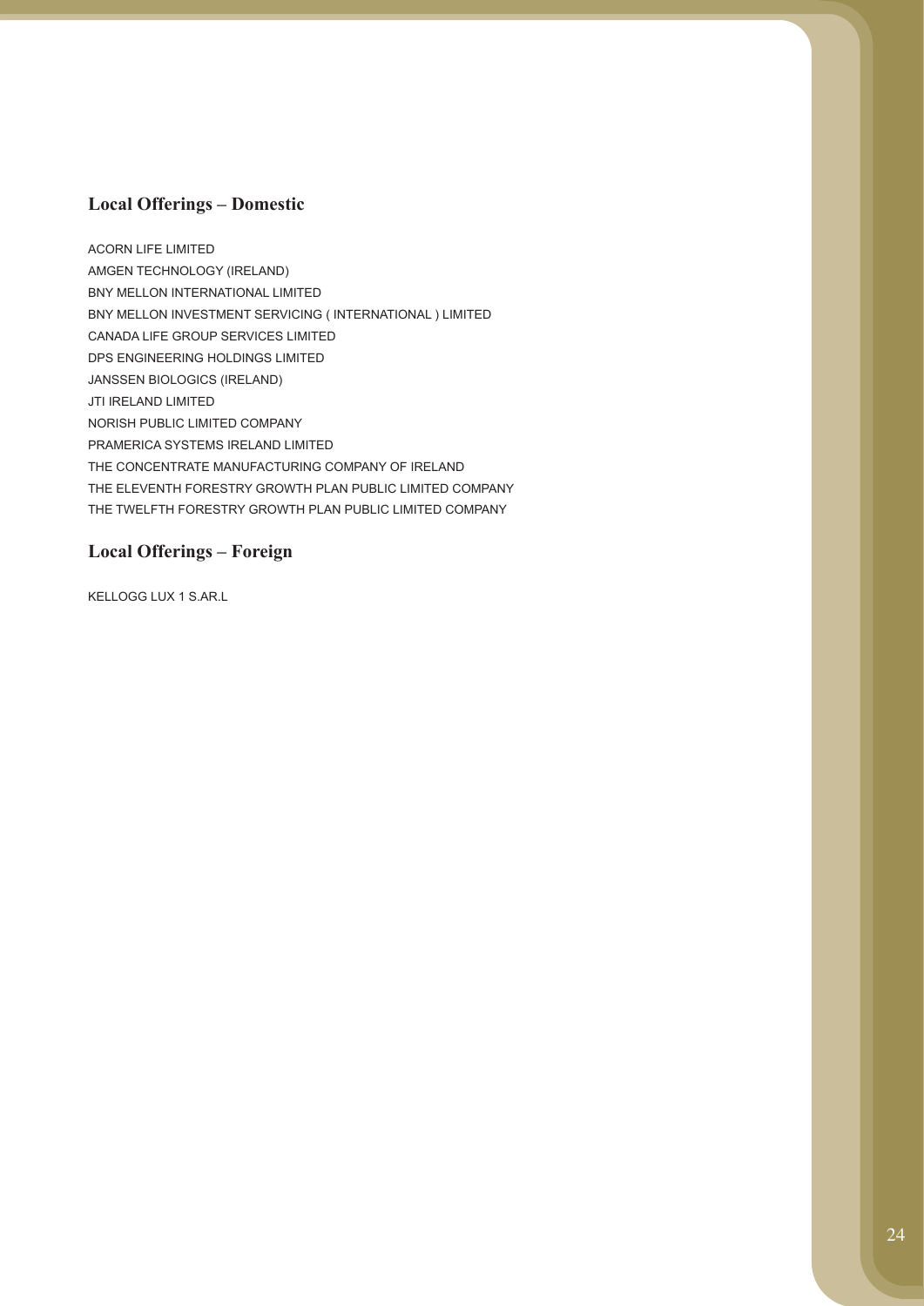## Local Offerings – Domestic

ACORN LIFE LIMITED
AMGEN TECHNOLOGY (IRELAND)
BNY MELLON INTERNATIONAL LIMITED
BNY MELLON INVESTMENT SERVICING ( INTERNATIONAL ) LIMITED
CANADA LIFE GROUP SERVICES LIMITED
DPS ENGINEERING HOLDINGS LIMITED
JANSSEN BIOLOGICS (IRELAND)
JTI IRELAND LIMITED
NORISH PUBLIC LIMITED COMPANY
PRAMERICA SYSTEMS IRELAND LIMITED
THE CONCENTRATE MANUFACTURING COMPANY OF IRELAND
THE ELEVENTH FORESTRY GROWTH PLAN PUBLIC LIMITED COMPANY
THE TWELFTH FORESTRY GROWTH PLAN PUBLIC LIMITED COMPANY

## Local Offerings – Foreign

KELLOGG LUX 1 S.AR.L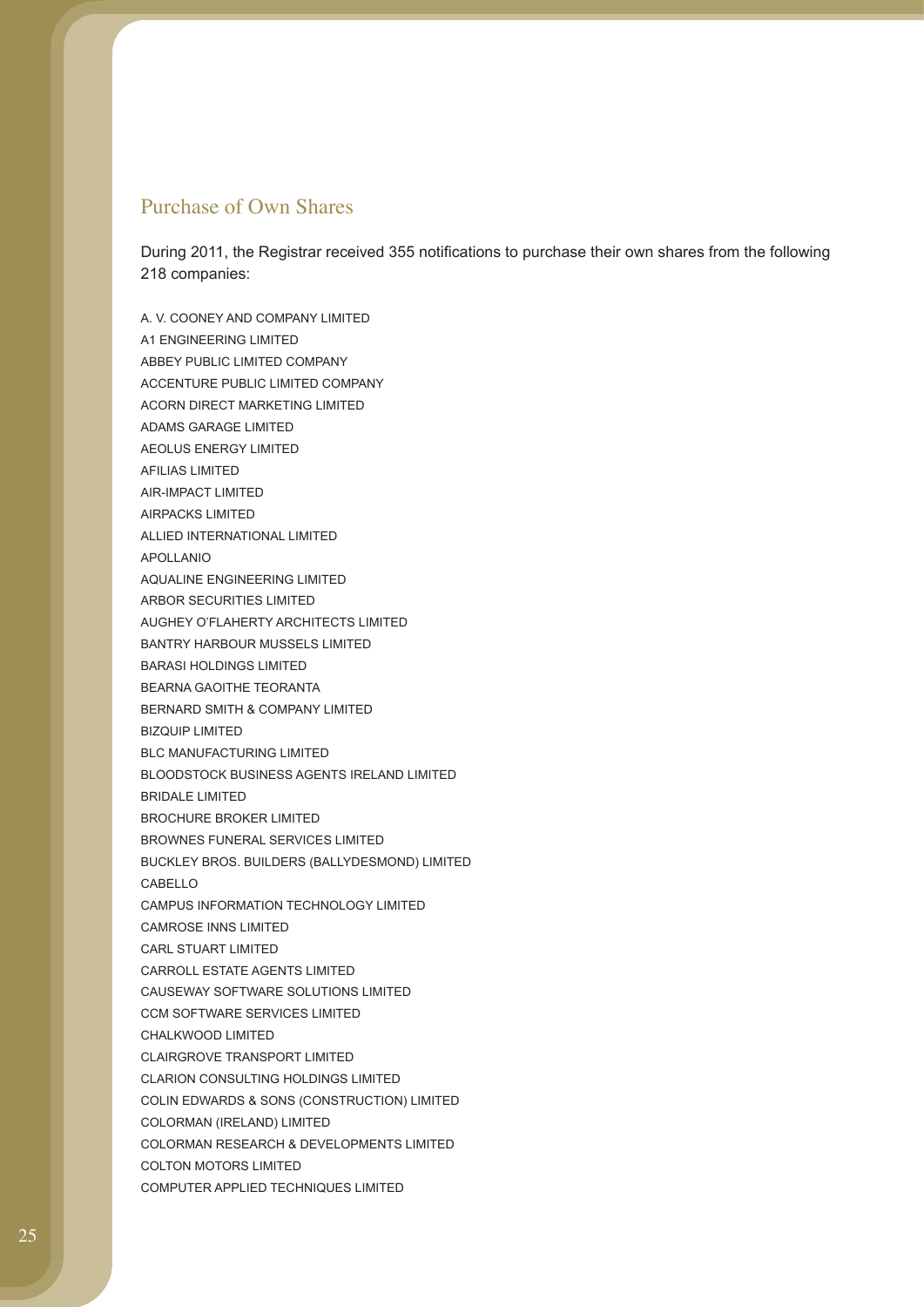## Purchase of Own Shares

During 2011, the Registrar received 355 notifications to purchase their own shares from the following 218 companies:

A. V. COONEY AND COMPANY LIMITED
A1 ENGINEERING LIMITED
ABBEY PUBLIC LIMITED COMPANY
ACCENTURE PUBLIC LIMITED COMPANY
ACORN DIRECT MARKETING LIMITED
ADAMS GARAGE LIMITED
AEOLUS ENERGY LIMITED
AFILIAS LIMITED
AIR-IMPACT LIMITED
AIRPACKS LIMITED
ALLIED INTERNATIONAL LIMITED
APOLLANIO
AQUALINE ENGINEERING LIMITED
ARBOR SECURITIES LIMITED
AUGHEY O'FLAHERTY ARCHITECTS LIMITED
BANTRY HARBOUR MUSSELS LIMITED
BARASI HOLDINGS LIMITED
BEARNA GAOITHE TEORANTA
BERNARD SMITH & COMPANY LIMITED
BIZQUIP LIMITED
BLC MANUFACTURING LIMITED
BLOODSTOCK BUSINESS AGENTS IRELAND LIMITED
BRIDALE LIMITED
BROCHURE BROKER LIMITED
BROWNES FUNERAL SERVICES LIMITED
BUCKLEY BROS. BUILDERS (BALLYDESMOND) LIMITED
CABELLO
CAMPUS INFORMATION TECHNOLOGY LIMITED
CAMROSE INNS LIMITED
CARL STUART LIMITED
CARROLL ESTATE AGENTS LIMITED
CAUSEWAY SOFTWARE SOLUTIONS LIMITED
CCM SOFTWARE SERVICES LIMITED
CHALKWOOD LIMITED
CLAIRGROVE TRANSPORT LIMITED
CLARION CONSULTING HOLDINGS LIMITED
COLIN EDWARDS & SONS (CONSTRUCTION) LIMITED
COLORMAN (IRELAND) LIMITED
COLORMAN RESEARCH & DEVELOPMENTS LIMITED
COLTON MOTORS LIMITED
COMPUTER APPLIED TECHNIQUES LIMITED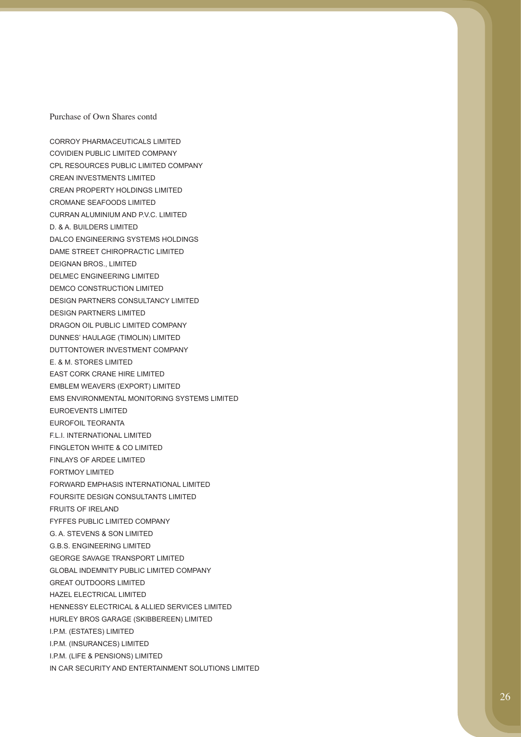Purchase of Own Shares contd

CORROY PHARMACEUTICALS LIMITED
COVIDIEN PUBLIC LIMITED COMPANY
CPL RESOURCES PUBLIC LIMITED COMPANY
CREAN INVESTMENTS LIMITED
CREAN PROPERTY HOLDINGS LIMITED
CROMANE SEAFOODS LIMITED
CURRAN ALUMINIUM AND P.V.C. LIMITED
D. & A. BUILDERS LIMITED
DALCO ENGINEERING SYSTEMS HOLDINGS
DAME STREET CHIROPRACTIC LIMITED
DEIGNAN BROS., LIMITED
DELMEC ENGINEERING LIMITED
DEMCO CONSTRUCTION LIMITED
DESIGN PARTNERS CONSULTANCY LIMITED
DESIGN PARTNERS LIMITED
DRAGON OIL PUBLIC LIMITED COMPANY
DUNNES' HAULAGE (TIMOLIN) LIMITED
DUTTONTOWER INVESTMENT COMPANY
E. & M. STORES LIMITED
EAST CORK CRANE HIRE LIMITED
EMBLEM WEAVERS (EXPORT) LIMITED
EMS ENVIRONMENTAL MONITORING SYSTEMS LIMITED
EUROEVENTS LIMITED
EUROFOIL TEORANTA
F.L.I. INTERNATIONAL LIMITED
FINGLETON WHITE & CO LIMITED
FINLAYS OF ARDEE LIMITED
FORTMOY LIMITED
FORWARD EMPHASIS INTERNATIONAL LIMITED
FOURSITE DESIGN CONSULTANTS LIMITED
FRUITS OF IRELAND
FYFFES PUBLIC LIMITED COMPANY
G. A. STEVENS & SON LIMITED
G.B.S. ENGINEERING LIMITED
GEORGE SAVAGE TRANSPORT LIMITED
GLOBAL INDEMNITY PUBLIC LIMITED COMPANY
GREAT OUTDOORS LIMITED
HAZEL ELECTRICAL LIMITED
HENNESSY ELECTRICAL & ALLIED SERVICES LIMITED
HURLEY BROS GARAGE (SKIBBEREEN) LIMITED
I.P.M. (ESTATES) LIMITED
I.P.M. (INSURANCES) LIMITED
I.P.M. (LIFE & PENSIONS) LIMITED
IN CAR SECURITY AND ENTERTAINMENT SOLUTIONS LIMITED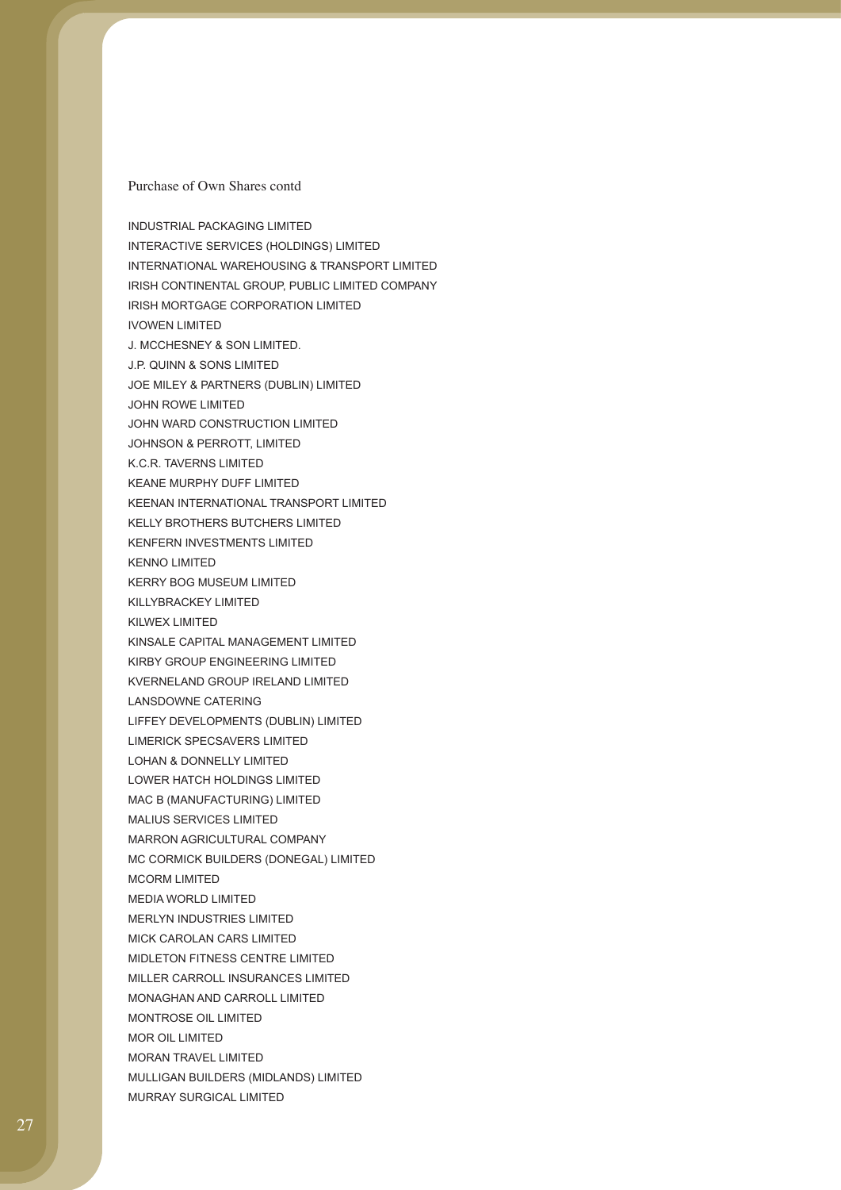Purchase of Own Shares contd

INDUSTRIAL PACKAGING LIMITED
INTERACTIVE SERVICES (HOLDINGS) LIMITED
INTERNATIONAL WAREHOUSING & TRANSPORT LIMITED
IRISH CONTINENTAL GROUP, PUBLIC LIMITED COMPANY
IRISH MORTGAGE CORPORATION LIMITED
IVOWEN LIMITED
J. MCCHESNEY & SON LIMITED.
J.P. QUINN & SONS LIMITED
JOE MILEY & PARTNERS (DUBLIN) LIMITED
JOHN ROWE LIMITED
JOHN WARD CONSTRUCTION LIMITED
JOHNSON & PERROTT, LIMITED
K.C.R. TAVERNS LIMITED
KEANE MURPHY DUFF LIMITED
KEENAN INTERNATIONAL TRANSPORT LIMITED
KELLY BROTHERS BUTCHERS LIMITED
KENFERN INVESTMENTS LIMITED
KENNO LIMITED
KERRY BOG MUSEUM LIMITED
KILLYBRACKEY LIMITED
KILWEX LIMITED
KINSALE CAPITAL MANAGEMENT LIMITED
KIRBY GROUP ENGINEERING LIMITED
KVERNELAND GROUP IRELAND LIMITED
LANSDOWNE CATERING
LIFFEY DEVELOPMENTS (DUBLIN) LIMITED
LIMERICK SPECSAVERS LIMITED
LOHAN & DONNELLY LIMITED
LOWER HATCH HOLDINGS LIMITED
MAC B (MANUFACTURING) LIMITED
MALIUS SERVICES LIMITED
MARRON AGRICULTURAL COMPANY
MC CORMICK BUILDERS (DONEGAL) LIMITED
MCORM LIMITED
MEDIA WORLD LIMITED
MERLYN INDUSTRIES LIMITED
MICK CAROLAN CARS LIMITED
MIDLETON FITNESS CENTRE LIMITED
MILLER CARROLL INSURANCES LIMITED
MONAGHAN AND CARROLL LIMITED
MONTROSE OIL LIMITED
MOR OIL LIMITED
MORAN TRAVEL LIMITED
MULLIGAN BUILDERS (MIDLANDS) LIMITED
MURRAY SURGICAL LIMITED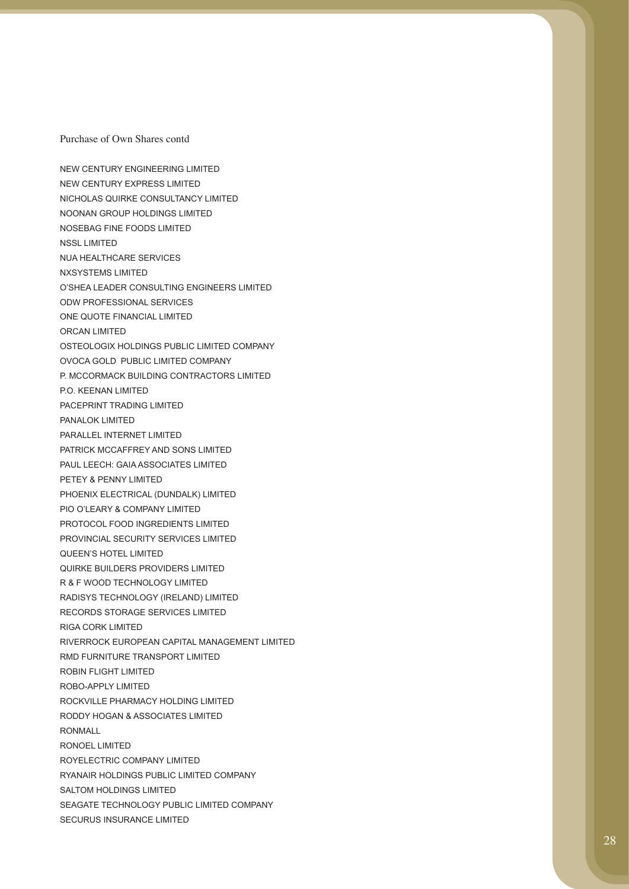Purchase of Own Shares contd

NEW CENTURY ENGINEERING LIMITED
NEW CENTURY EXPRESS LIMITED
NICHOLAS QUIRKE CONSULTANCY LIMITED
NOONAN GROUP HOLDINGS LIMITED
NOSEBAG FINE FOODS LIMITED
NSSL LIMITED
NUA HEALTHCARE SERVICES
NXSYSTEMS LIMITED
O'SHEA LEADER CONSULTING ENGINEERS LIMITED
ODW PROFESSIONAL SERVICES
ONE QUOTE FINANCIAL LIMITED
ORCAN LIMITED
OSTEOLOGIX HOLDINGS PUBLIC LIMITED COMPANY
OVOCA GOLD PUBLIC LIMITED COMPANY
P. MCCORMACK BUILDING CONTRACTORS LIMITED
P.O. KEENAN LIMITED
PACEPRINT TRADING LIMITED
PANALOK LIMITED
PARALLEL INTERNET LIMITED
PATRICK MCCAFFREY AND SONS LIMITED
PAUL LEECH: GAIA ASSOCIATES LIMITED
PETEY & PENNY LIMITED
PHOENIX ELECTRICAL (DUNDALK) LIMITED
PIO O'LEARY & COMPANY LIMITED
PROTOCOL FOOD INGREDIENTS LIMITED
PROVINCIAL SECURITY SERVICES LIMITED
QUEEN'S HOTEL LIMITED
QUIRKE BUILDERS PROVIDERS LIMITED
R & F WOOD TECHNOLOGY LIMITED
RADISYS TECHNOLOGY (IRELAND) LIMITED
RECORDS STORAGE SERVICES LIMITED
RIGA CORK LIMITED
RIVERROCK EUROPEAN CAPITAL MANAGEMENT LIMITED
RMD FURNITURE TRANSPORT LIMITED
ROBIN FLIGHT LIMITED
ROBO-APPLY LIMITED
ROCKVILLE PHARMACY HOLDING LIMITED
RODDY HOGAN & ASSOCIATES LIMITED
RONMALL
RONOEL LIMITED
ROYELECTRIC COMPANY LIMITED
RYANAIR HOLDINGS PUBLIC LIMITED COMPANY
SALTOM HOLDINGS LIMITED
SEAGATE TECHNOLOGY PUBLIC LIMITED COMPANY
SECURUS INSURANCE LIMITED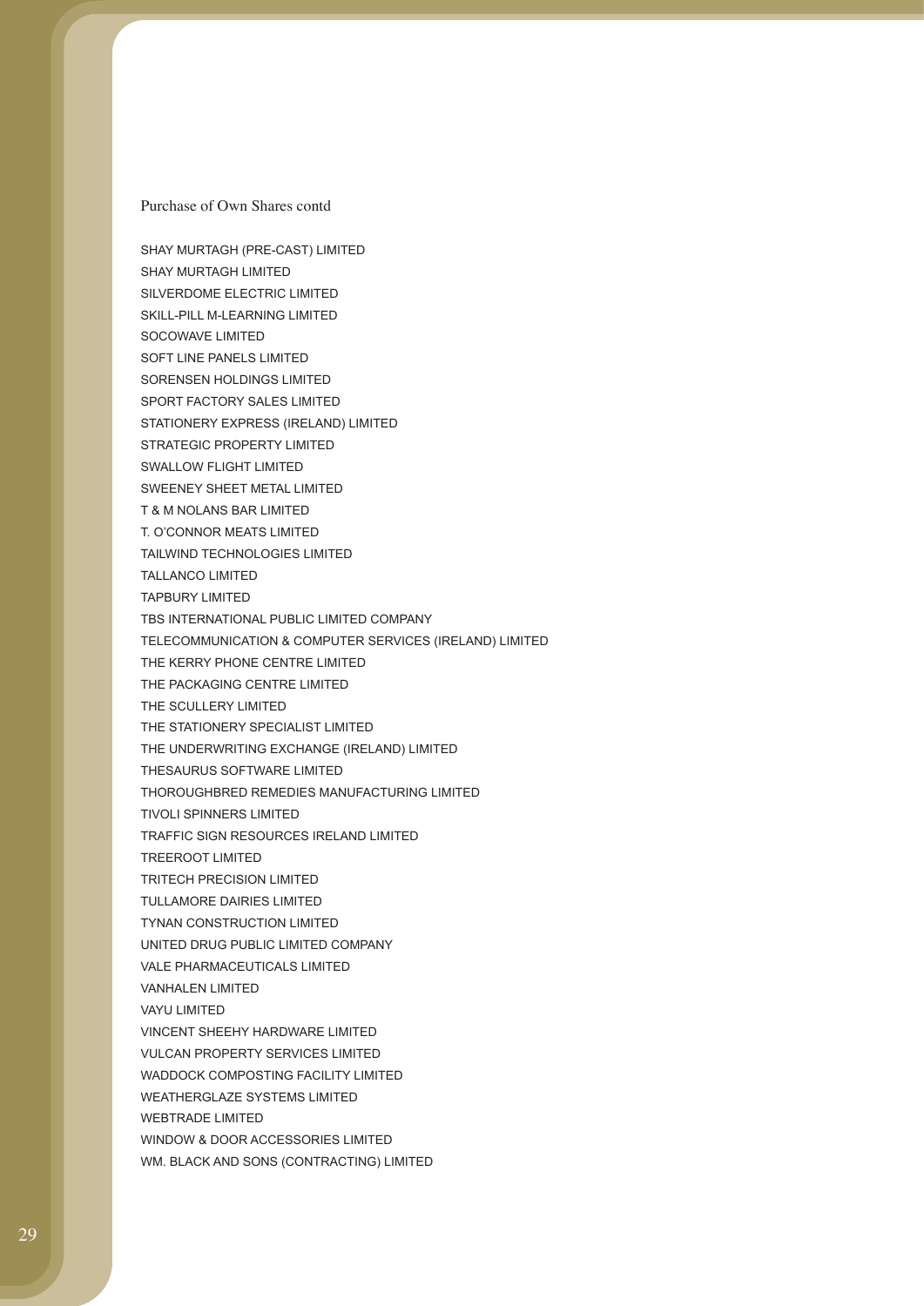Purchase of Own Shares contd

SHAY MURTAGH (PRE-CAST) LIMITED
SHAY MURTAGH LIMITED
SILVERDOME ELECTRIC LIMITED
SKILL-PILL M-LEARNING LIMITED
SOCOWAVE LIMITED
SOFT LINE PANELS LIMITED
SORENSEN HOLDINGS LIMITED
SPORT FACTORY SALES LIMITED
STATIONERY EXPRESS (IRELAND) LIMITED
STRATEGIC PROPERTY LIMITED
SWALLOW FLIGHT LIMITED
SWEENEY SHEET METAL LIMITED
T & M NOLANS BAR LIMITED
T. O'CONNOR MEATS LIMITED
TAILWIND TECHNOLOGIES LIMITED
TALLANCO LIMITED
TAPBURY LIMITED
TBS INTERNATIONAL PUBLIC LIMITED COMPANY
TELECOMMUNICATION & COMPUTER SERVICES (IRELAND) LIMITED
THE KERRY PHONE CENTRE LIMITED
THE PACKAGING CENTRE LIMITED
THE SCULLERY LIMITED
THE STATIONERY SPECIALIST LIMITED
THE UNDERWRITING EXCHANGE (IRELAND) LIMITED
THESAURUS SOFTWARE LIMITED
THOROUGHBRED REMEDIES MANUFACTURING LIMITED
TIVOLI SPINNERS LIMITED
TRAFFIC SIGN RESOURCES IRELAND LIMITED
TREEROOT LIMITED
TRITECH PRECISION LIMITED
TULLAMORE DAIRIES LIMITED
TYNAN CONSTRUCTION LIMITED
UNITED DRUG PUBLIC LIMITED COMPANY
VALE PHARMACEUTICALS LIMITED
VANHALEN LIMITED
VAYU LIMITED
VINCENT SHEEHY HARDWARE LIMITED
VULCAN PROPERTY SERVICES LIMITED
WADDOCK COMPOSTING FACILITY LIMITED
WEATHERGLAZE SYSTEMS LIMITED
WEBTRADE LIMITED
WINDOW & DOOR ACCESSORIES LIMITED
WM. BLACK AND SONS (CONTRACTING) LIMITED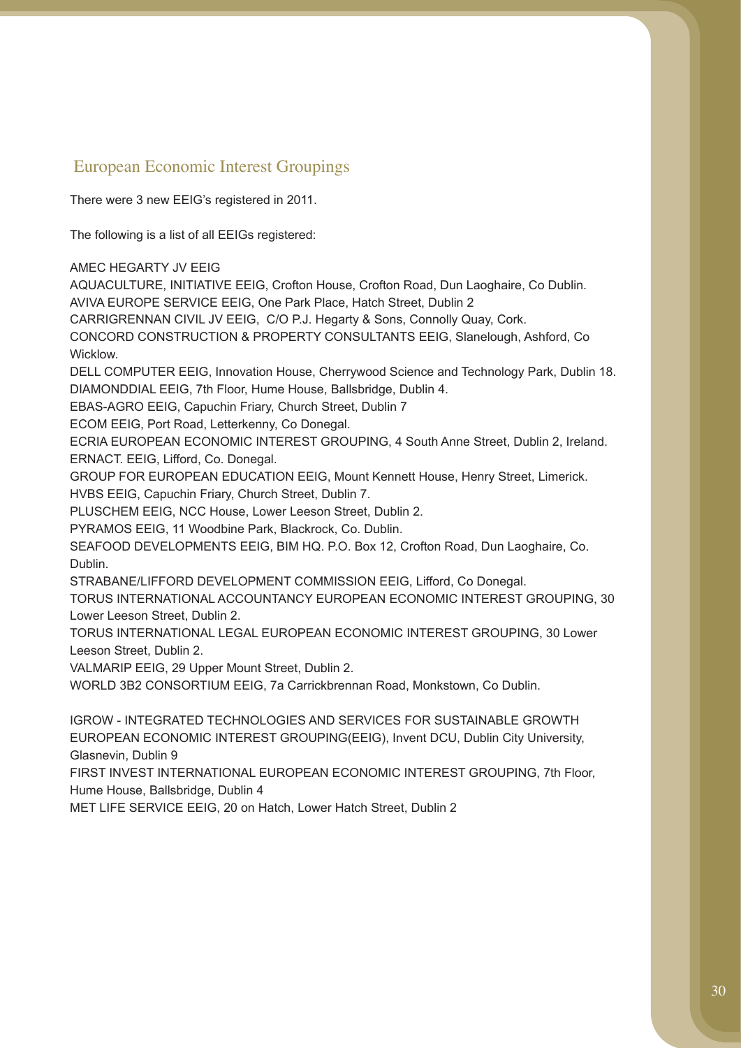## European Economic Interest Groupings

There were 3 new EEIG's registered in 2011.

The following is a list of all EEIGs registered:

AMEC HEGARTY JV EEIG
AQUACULTURE, INITIATIVE EEIG, Crofton House, Crofton Road, Dun Laoghaire, Co Dublin.
AVIVA EUROPE SERVICE EEIG, One Park Place, Hatch Street, Dublin 2
CARRIGRENNAN CIVIL JV EEIG, C/O P.J. Hegarty & Sons, Connolly Quay, Cork.
CONCORD CONSTRUCTION & PROPERTY CONSULTANTS EEIG, Slanelough, Ashford, Co Wicklow.
DELL COMPUTER EEIG, Innovation House, Cherrywood Science and Technology Park, Dublin 18.
DIAMONDDIAL EEIG, 7th Floor, Hume House, Ballsbridge, Dublin 4.
EBAS-AGRO EEIG, Capuchin Friary, Church Street, Dublin 7
ECOM EEIG, Port Road, Letterkenny, Co Donegal.
ECRIA EUROPEAN ECONOMIC INTEREST GROUPING, 4 South Anne Street, Dublin 2, Ireland.
ERNACT. EEIG, Lifford, Co. Donegal.
GROUP FOR EUROPEAN EDUCATION EEIG, Mount Kennett House, Henry Street, Limerick.
HVBS EEIG, Capuchin Friary, Church Street, Dublin 7.
PLUSCHEM EEIG, NCC House, Lower Leeson Street, Dublin 2.
PYRAMOS EEIG, 11 Woodbine Park, Blackrock, Co. Dublin.
SEAFOOD DEVELOPMENTS EEIG, BIM HQ. P.O. Box 12, Crofton Road, Dun Laoghaire, Co. Dublin.
STRABANE/LIFFORD DEVELOPMENT COMMISSION EEIG, Lifford, Co Donegal.
TORUS INTERNATIONAL ACCOUNTANCY EUROPEAN ECONOMIC INTEREST GROUPING, 30 Lower Leeson Street, Dublin 2.
TORUS INTERNATIONAL LEGAL EUROPEAN ECONOMIC INTEREST GROUPING, 30 Lower Leeson Street, Dublin 2.
VALMARIP EEIG, 29 Upper Mount Street, Dublin 2.
WORLD 3B2 CONSORTIUM EEIG, 7a Carrickbrennan Road, Monkstown, Co Dublin.

IGROW - INTEGRATED TECHNOLOGIES AND SERVICES FOR SUSTAINABLE GROWTH EUROPEAN ECONOMIC INTEREST GROUPING(EEIG), Invent DCU, Dublin City University, Glasnevin, Dublin 9
FIRST INVEST INTERNATIONAL EUROPEAN ECONOMIC INTEREST GROUPING, 7th Floor, Hume House, Ballsbridge, Dublin 4
MET LIFE SERVICE EEIG, 20 on Hatch, Lower Hatch Street, Dublin 2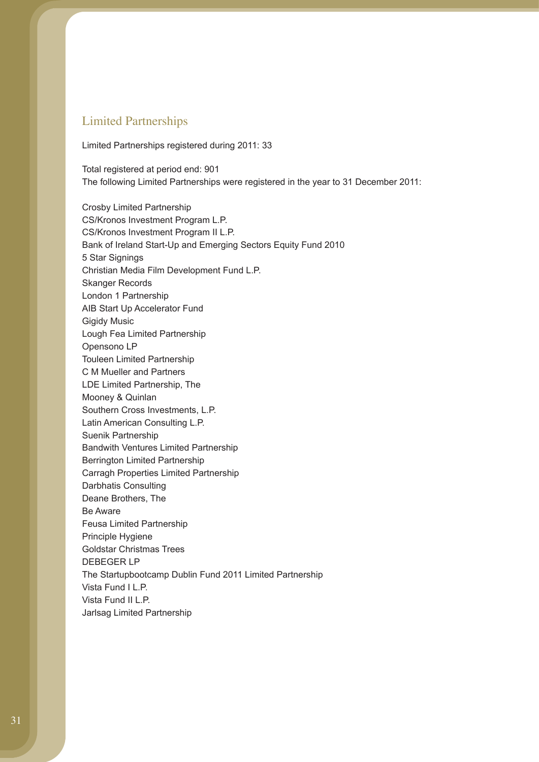## Limited Partnerships

Limited Partnerships registered during 2011: 33

Total registered at period end: 901

The following Limited Partnerships were registered in the year to 31 December 2011:

Crosby Limited Partnership  
CS/Kronos Investment Program L.P.  
CS/Kronos Investment Program II L.P.  
Bank of Ireland Start-Up and Emerging Sectors Equity Fund 2010  
5 Star Signings  
Christian Media Film Development Fund L.P.  
Skanger Records  
London 1 Partnership  
AIB Start Up Accelerator Fund  
Gigidy Music  
Lough Fea Limited Partnership  
Opensono LP  
Touleen Limited Partnership  
C M Mueller and Partners  
LDE Limited Partnership, The  
Mooney & Quinlan  
Southern Cross Investments, L.P.  
Latin American Consulting L.P.  
Suenik Partnership  
Bandwith Ventures Limited Partnership  
Berrington Limited Partnership  
Carragh Properties Limited Partnership  
Darbhatis Consulting  
Deane Brothers, The  
Be Aware  
Feusa Limited Partnership  
Principle Hygiene  
Goldstar Christmas Trees  
DEBEGER LP  
The Startupbootcamp Dublin Fund 2011 Limited Partnership  
Vista Fund I L.P.  
Vista Fund II L.P.  
Jarlsag Limited Partnership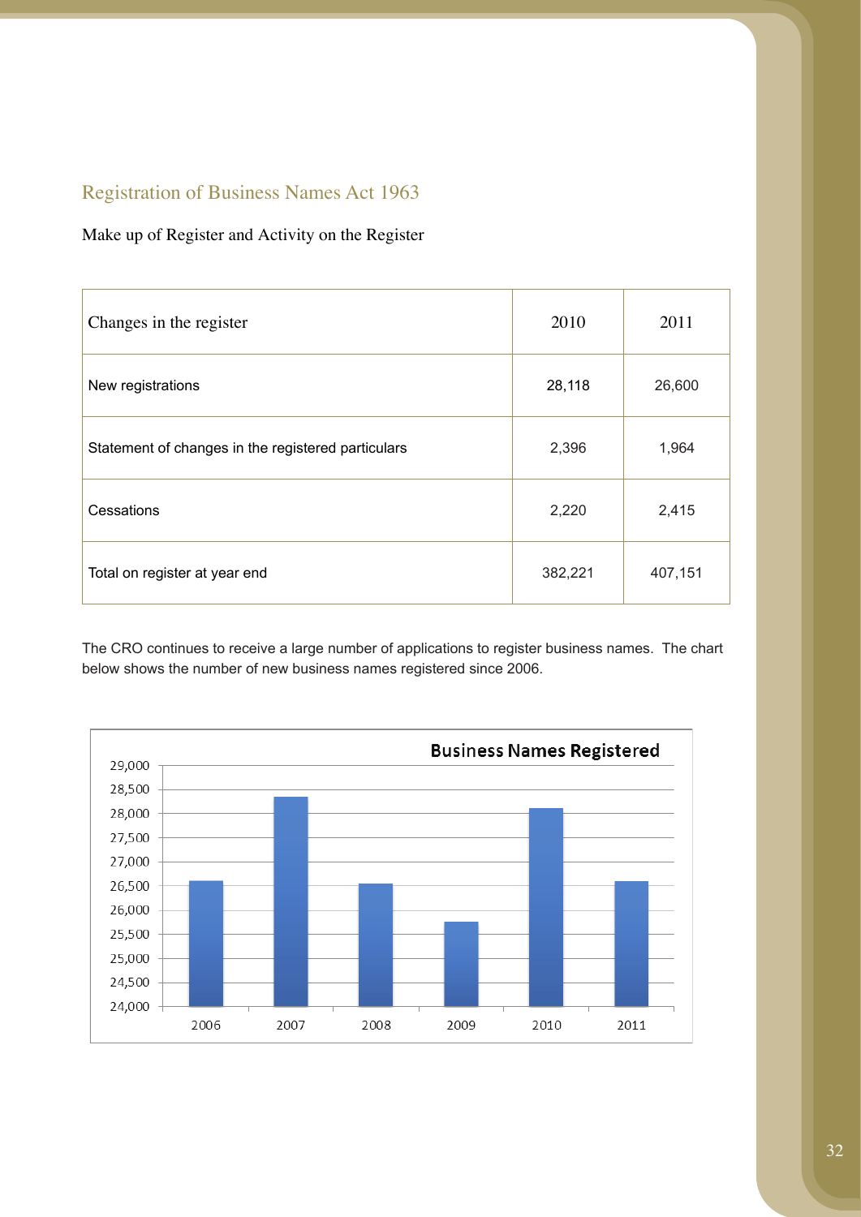## Registration of Business Names Act 1963

Make up of Register and Activity on the Register

| Changes in the register | 2010 | 2011 |
|---|---|---|
| New registrations | 28,118 | 26,600 |
| Statement of changes in the registered particulars | 2,396 | 1,964 |
| Cessations | 2,220 | 2,415 |
| Total on register at year end | 382,221 | 407,151 |

The CRO continues to receive a large number of applications to register business names. The chart below shows the number of new business names registered since 2006.

**Business Names Registered**

| Year | Business Names Registered (approx.) |
|---|---|
| 2006 | 26,600 |
| 2007 | 28,350 |
| 2008 | 26,550 |
| 2009 | 25,750 |
| 2010 | 28,118 |
| 2011 | 26,600 |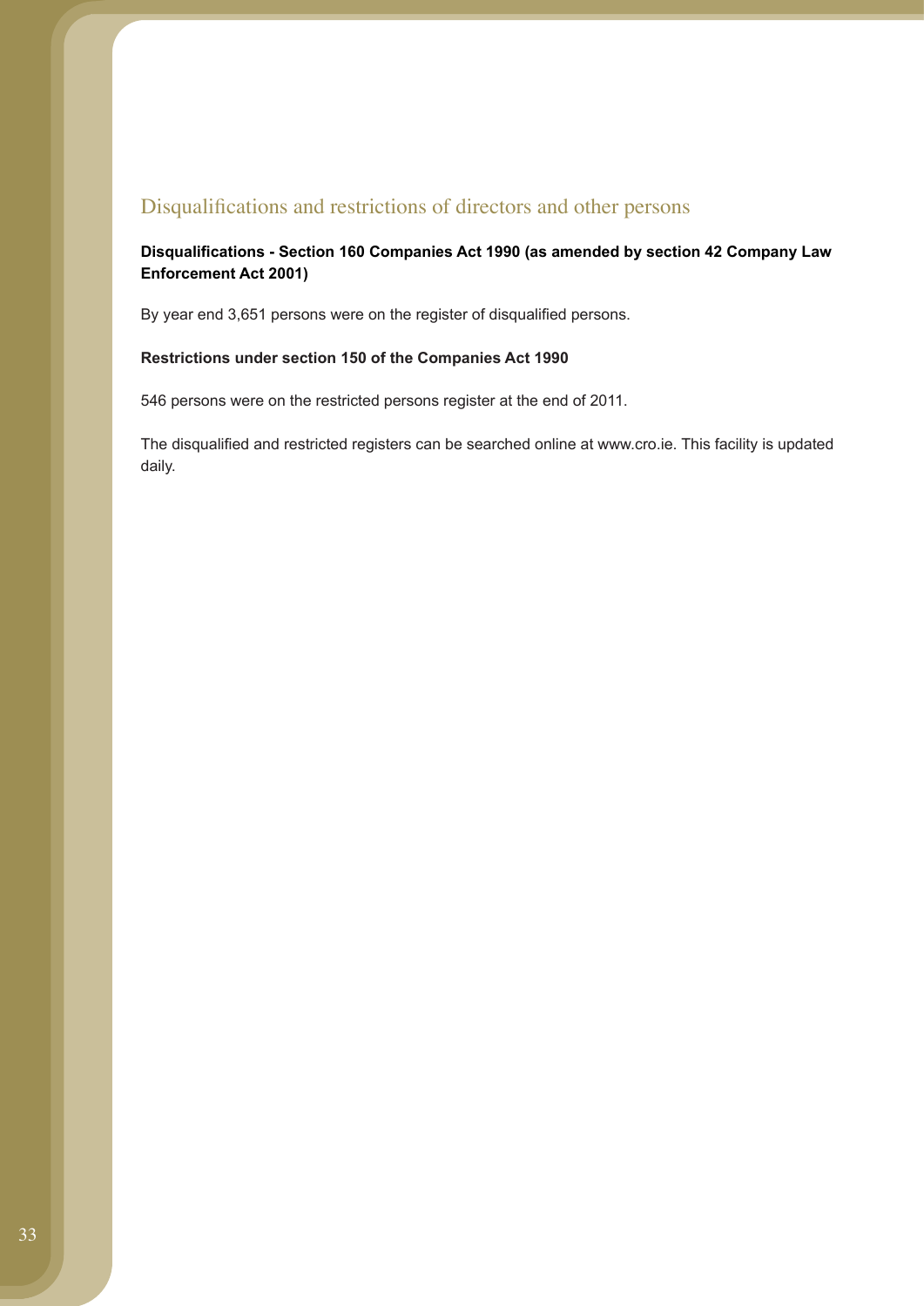## Disqualifications and restrictions of directors and other persons

**Disqualifications - Section 160 Companies Act 1990 (as amended by section 42 Company Law Enforcement Act 2001)**

By year end 3,651 persons were on the register of disqualified persons.

**Restrictions under section 150 of the Companies Act 1990**

546 persons were on the restricted persons register at the end of 2011.

The disqualified and restricted registers can be searched online at www.cro.ie. This facility is updated daily.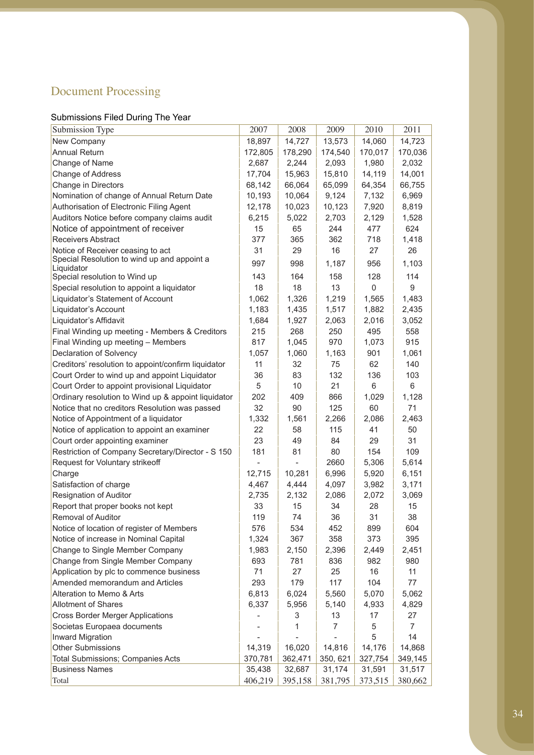# Document Processing

## Submissions Filed During The Year

| Submission Type | 2007 | 2008 | 2009 | 2010 | 2011 |
|---|---|---|---|---|---|
| New Company | 18,897 | 14,727 | 13,573 | 14,060 | 14,723 |
| Annual Return | 172,805 | 178,290 | 174,540 | 170,017 | 170,036 |
| Change of Name | 2,687 | 2,244 | 2,093 | 1,980 | 2,032 |
| Change of Address | 17,704 | 15,963 | 15,810 | 14,119 | 14,001 |
| Change in Directors | 68,142 | 66,064 | 65,099 | 64,354 | 66,755 |
| Nomination of change of Annual Return Date | 10,193 | 10,064 | 9,124 | 7,132 | 6,969 |
| Authorisation of Electronic Filing Agent | 12,178 | 10,023 | 10,123 | 7,920 | 8,819 |
| Auditors Notice before company claims audit | 6,215 | 5,022 | 2,703 | 2,129 | 1,528 |
| Notice of appointment of receiver | 15 | 65 | 244 | 477 | 624 |
| Receivers Abstract | 377 | 365 | 362 | 718 | 1,418 |
| Notice of Receiver ceasing to act | 31 | 29 | 16 | 27 | 26 |
| Special Resolution to wind up and appoint a Liquidator | 997 | 998 | 1,187 | 956 | 1,103 |
| Special resolution to Wind up | 143 | 164 | 158 | 128 | 114 |
| Special resolution to appoint a liquidator | 18 | 18 | 13 | 0 | 9 |
| Liquidator's Statement of Account | 1,062 | 1,326 | 1,219 | 1,565 | 1,483 |
| Liquidator's Account | 1,183 | 1,435 | 1,517 | 1,882 | 2,435 |
| Liquidator's Affidavit | 1,684 | 1,927 | 2,063 | 2,016 | 3,052 |
| Final Winding up meeting - Members & Creditors | 215 | 268 | 250 | 495 | 558 |
| Final Winding up meeting – Members | 817 | 1,045 | 970 | 1,073 | 915 |
| Declaration of Solvency | 1,057 | 1,060 | 1,163 | 901 | 1,061 |
| Creditors' resolution to appoint/confirm liquidator | 11 | 32 | 75 | 62 | 140 |
| Court Order to wind up and appoint Liquidator | 36 | 83 | 132 | 136 | 103 |
| Court Order to appoint provisional Liquidator | 5 | 10 | 21 | 6 | 6 |
| Ordinary resolution to Wind up & appoint liquidator | 202 | 409 | 866 | 1,029 | 1,128 |
| Notice that no creditors Resolution was passed | 32 | 90 | 125 | 60 | 71 |
| Notice of Appointment of a liquidator | 1,332 | 1,561 | 2,266 | 2,086 | 2,463 |
| Notice of application to appoint an examiner | 22 | 58 | 115 | 41 | 50 |
| Court order appointing examiner | 23 | 49 | 84 | 29 | 31 |
| Restriction of Company Secretary/Director - S 150 | 181 | 81 | 80 | 154 | 109 |
| Request for Voluntary strikeoff | - | - | 2660 | 5,306 | 5,614 |
| Charge | 12,715 | 10,281 | 6,996 | 5,920 | 6,151 |
| Satisfaction of charge | 4,467 | 4,444 | 4,097 | 3,982 | 3,171 |
| Resignation of Auditor | 2,735 | 2,132 | 2,086 | 2,072 | 3,069 |
| Report that proper books not kept | 33 | 15 | 34 | 28 | 15 |
| Removal of Auditor | 119 | 74 | 36 | 31 | 38 |
| Notice of location of register of Members | 576 | 534 | 452 | 899 | 604 |
| Notice of increase in Nominal Capital | 1,324 | 367 | 358 | 373 | 395 |
| Change to Single Member Company | 1,983 | 2,150 | 2,396 | 2,449 | 2,451 |
| Change from Single Member Company | 693 | 781 | 836 | 982 | 980 |
| Application by plc to commence business | 71 | 27 | 25 | 16 | 11 |
| Amended memorandum and Articles | 293 | 179 | 117 | 104 | 77 |
| Alteration to Memo & Arts | 6,813 | 6,024 | 5,560 | 5,070 | 5,062 |
| Allotment of Shares | 6,337 | 5,956 | 5,140 | 4,933 | 4,829 |
| Cross Border Merger Applications | - | 3 | 13 | 17 | 27 |
| Societas Europaea documents | - | 1 | 7 | 5 | 7 |
| Inward Migration | - | - | - | 5 | 14 |
| Other Submissions | 14,319 | 16,020 | 14,816 | 14,176 | 14,868 |
| Total Submissions; Companies Acts | 370,781 | 362,471 | 350, 621 | 327,754 | 349,145 |
| Business Names | 35,438 | 32,687 | 31,174 | 31,591 | 31,517 |
| Total | 406,219 | 395,158 | 381,795 | 373,515 | 380,662 |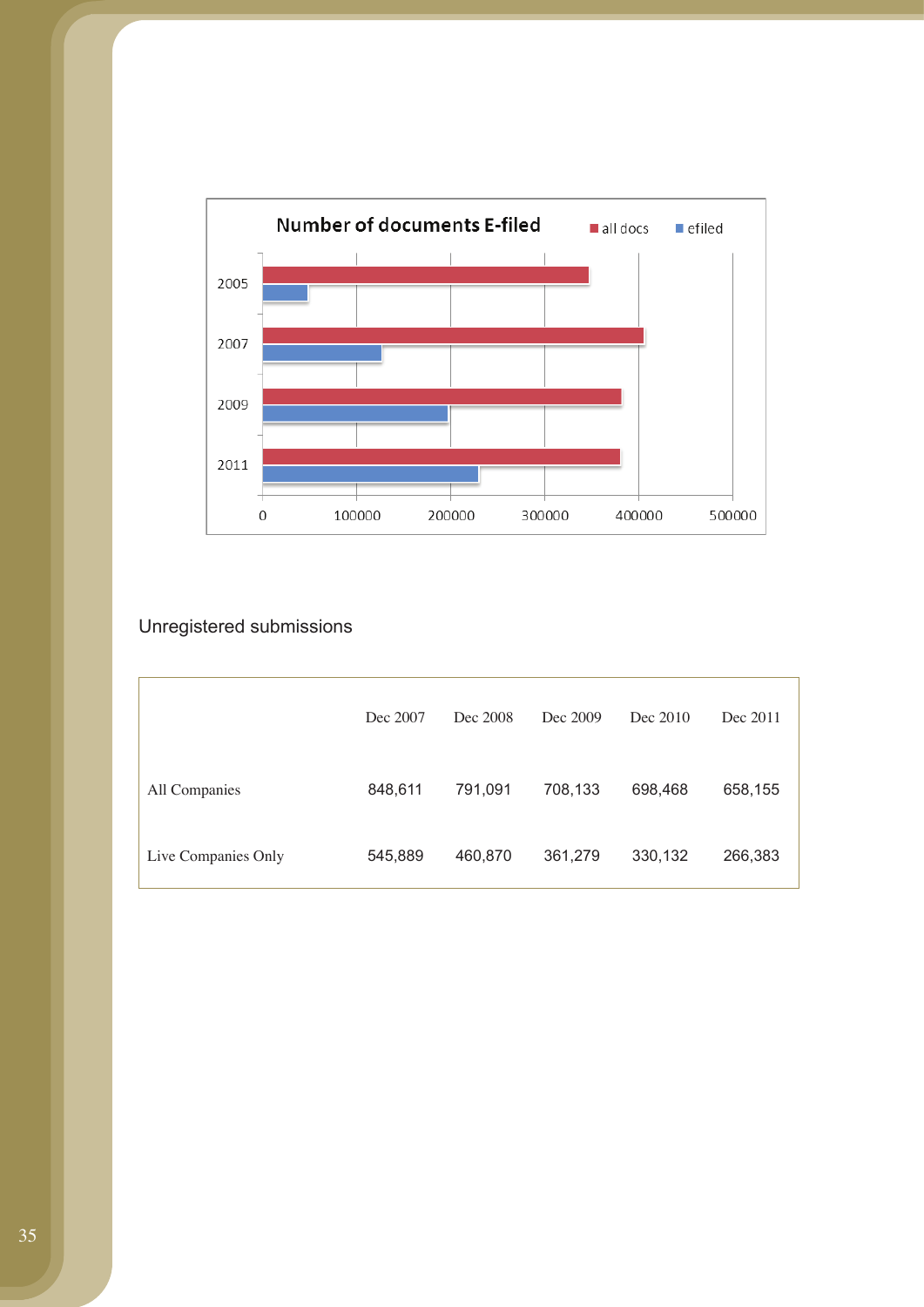Number of documents E-filed

Unregistered submissions

| | Dec 2007 | Dec 2008 | Dec 2009 | Dec 2010 | Dec 2011 |
|---|---|---|---|---|---|
| All Companies | 848,611 | 791,091 | 708,133 | 698,468 | 658,155 |
| Live Companies Only | 545,889 | 460,870 | 361,279 | 330,132 | 266,383 |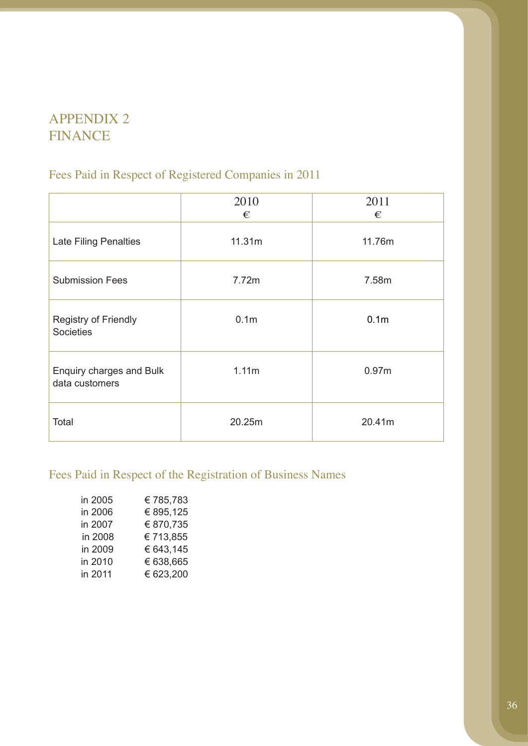# APPENDIX 2
# FINANCE

## Fees Paid in Respect of Registered Companies in 2011

| | 2010<br>€ | 2011<br>€ |
|---|---|---|
| Late Filing Penalties | 11.31m | 11.76m |
| Submission Fees | 7.72m | 7.58m |
| Registry of Friendly Societies | 0.1m | 0.1m |
| Enquiry charges and Bulk data customers | 1.11m | 0.97m |
| Total | 20.25m | 20.41m |

## Fees Paid in Respect of the Registration of Business Names

| | |
|---|---|
| in 2005 | € 785,783 |
| in 2006 | € 895,125 |
| in 2007 | € 870,735 |
| in 2008 | € 713,855 |
| in 2009 | € 643,145 |
| in 2010 | € 638,665 |
| in 2011 | € 623,200 |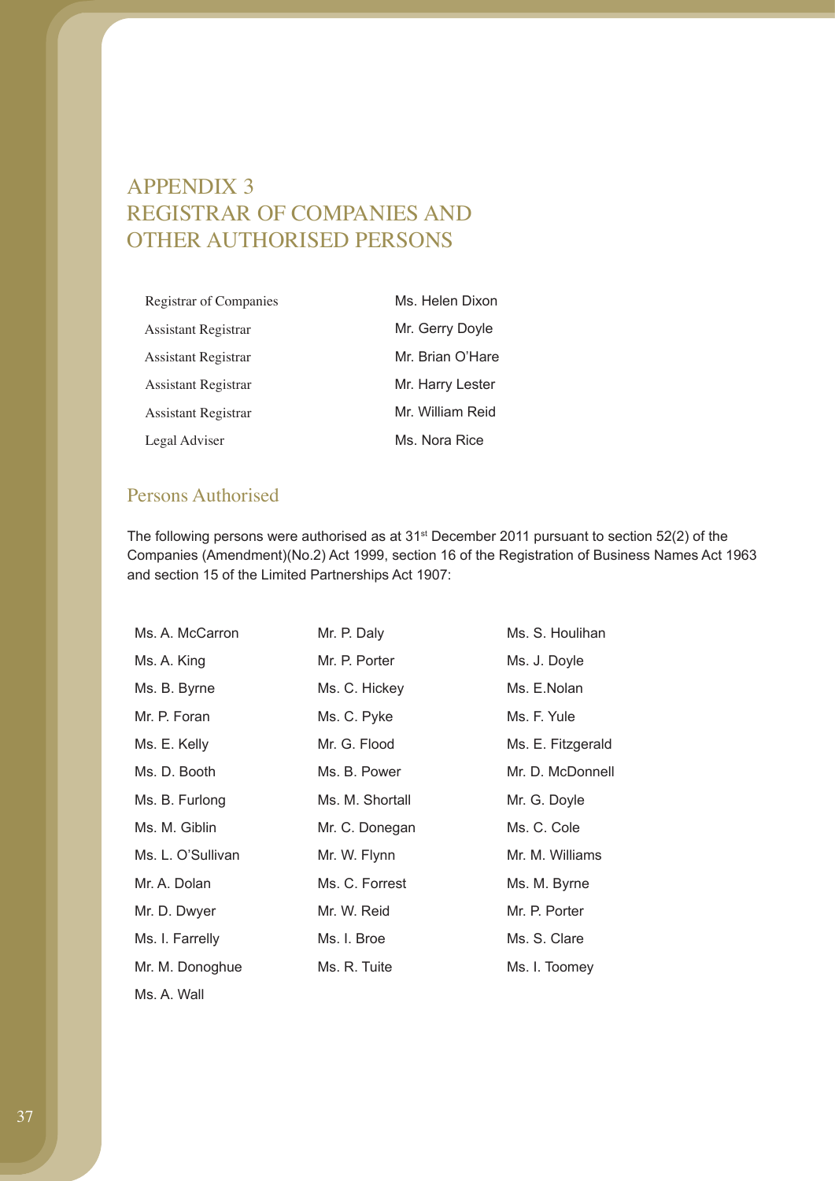# APPENDIX 3
# REGISTRAR OF COMPANIES AND OTHER AUTHORISED PERSONS

| | |
|---|---|
| Registrar of Companies | Ms. Helen Dixon |
| Assistant Registrar | Mr. Gerry Doyle |
| Assistant Registrar | Mr. Brian O'Hare |
| Assistant Registrar | Mr. Harry Lester |
| Assistant Registrar | Mr. William Reid |
| Legal Adviser | Ms. Nora Rice |

## Persons Authorised

The following persons were authorised as at 31st December 2011 pursuant to section 52(2) of the Companies (Amendment)(No.2) Act 1999, section 16 of the Registration of Business Names Act 1963 and section 15 of the Limited Partnerships Act 1907:

Ms. A. McCarron
Ms. A. King
Ms. B. Byrne
Mr. P. Foran
Ms. E. Kelly
Ms. D. Booth
Ms. B. Furlong
Ms. M. Giblin
Ms. L. O'Sullivan
Mr. A. Dolan
Mr. D. Dwyer
Ms. I. Farrelly
Mr. M. Donoghue
Ms. A. Wall
Mr. P. Daly
Mr. P. Porter
Ms. C. Hickey
Ms. C. Pyke
Mr. G. Flood
Ms. B. Power
Ms. M. Shortall
Mr. C. Donegan
Mr. W. Flynn
Ms. C. Forrest
Mr. W. Reid
Ms. I. Broe
Ms. R. Tuite
Ms. S. Houlihan
Ms. J. Doyle
Ms. E.Nolan
Ms. F. Yule
Ms. E. Fitzgerald
Mr. D. McDonnell
Mr. G. Doyle
Ms. C. Cole
Mr. M. Williams
Ms. M. Byrne
Mr. P. Porter
Ms. S. Clare
Ms. I. Toomey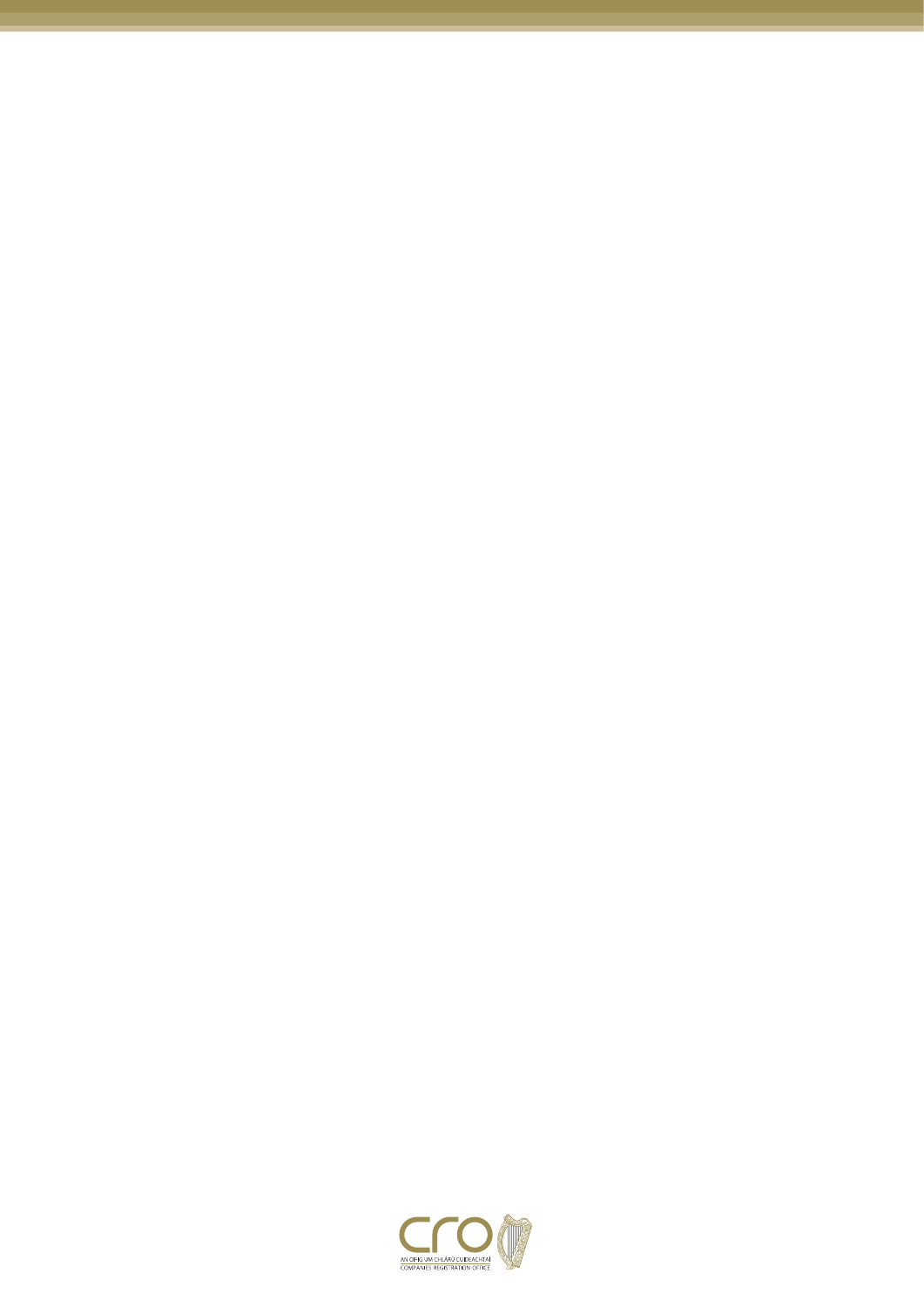AN OIFIG UM CHLÁRÚ CUIDEACHTAÍ
COMPANIES REGISTRATION OFFICE